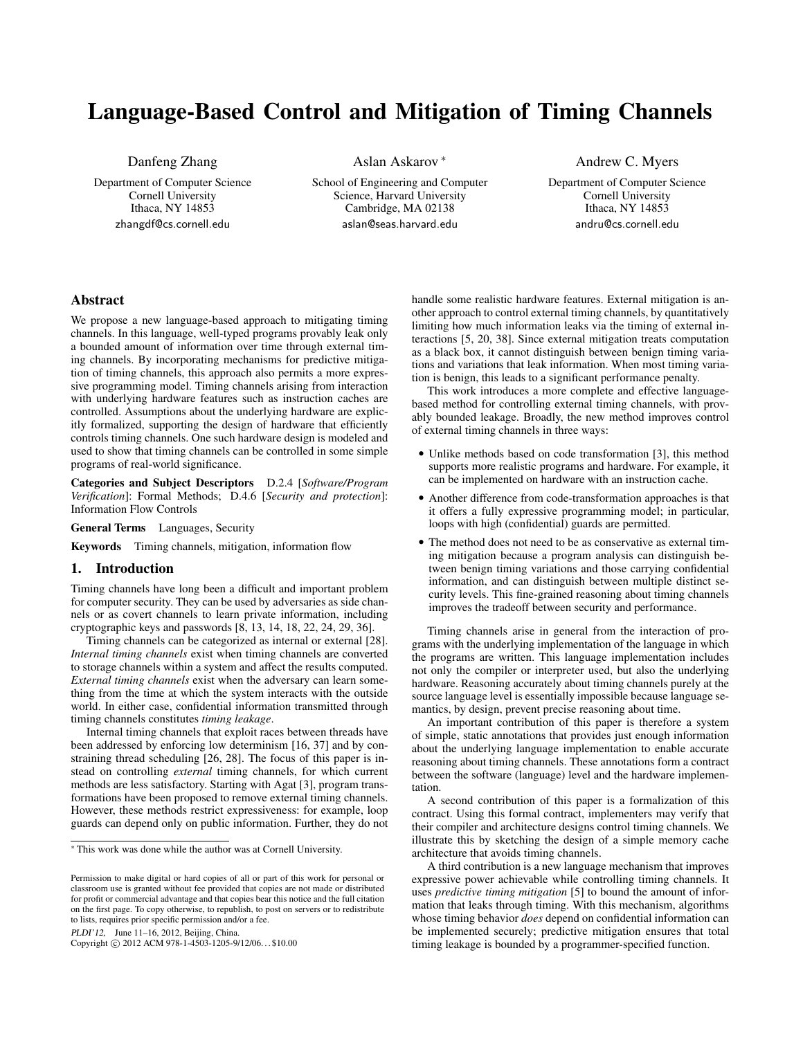# Language-Based Control and Mitigation of Timing Channels

Danfeng Zhang
Department of Computer Science
Cornell University
Ithaca, NY 14853
zhangdf@cs.cornell.edu

Aslan Askarov [*]
School of Engineering and Computer Science, Harvard University
Cambridge, MA 02138
aslan@seas.harvard.edu

Andrew C. Myers
Department of Computer Science
Cornell University
Ithaca, NY 14853
andru@cs.cornell.edu

## Abstract

We propose a new language-based approach to mitigating timing channels. In this language, well-typed programs provably leak only a bounded amount of information over time through external timing channels. By incorporating mechanisms for predictive mitigation of timing channels, this approach also permits a more expressive programming model. Timing channels arising from interaction with underlying hardware features such as instruction caches are controlled. Assumptions about the underlying hardware are explicitly formalized, supporting the design of hardware that efficiently controls timing channels. One such hardware design is modeled and used to show that timing channels can be controlled in some simple programs of real-world significance.

**Categories and Subject Descriptors** D.2.4 [*Software/Program Verification*]: Formal Methods; D.4.6 [*Security and protection*]: Information Flow Controls

**General Terms** Languages, Security

**Keywords** Timing channels, mitigation, information flow

## 1. Introduction

Timing channels have long been a difficult and important problem for computer security. They can be used by adversaries as side channels or as covert channels to learn private information, including cryptographic keys and passwords [8, 13, 14, 18, 22, 24, 29, 36].

Timing channels can be categorized as internal or external [28]. *Internal timing channels* exist when timing channels are converted to storage channels within a system and affect the results computed. *External timing channels* exist when the adversary can learn something from the time at which the system interacts with the outside world. In either case, confidential information transmitted through timing channels constitutes *timing leakage*.

Internal timing channels that exploit races between threads have been addressed by enforcing low determinism [16, 37] and by constraining thread scheduling [26, 28]. The focus of this paper is instead on controlling *external* timing channels, for which current methods are less satisfactory. Starting with Agat [3], program transformations have been proposed to remove external timing channels. However, these methods restrict expressiveness: for example, loop guards can depend only on public information. Further, they do not handle some realistic hardware features. External mitigation is another approach to control external timing channels, by quantitatively limiting how much information leaks via the timing of external interactions [5, 20, 38]. Since external mitigation treats computation as a black box, it cannot distinguish between benign timing variations and variations that leak information. When most timing variation is benign, this leads to a significant performance penalty.

This work introduces a more complete and effective language-based method for controlling external timing channels, with provably bounded leakage. Broadly, the new method improves control of external timing channels in three ways:

- Unlike methods based on code transformation [3], this method supports more realistic programs and hardware. For example, it can be implemented on hardware with an instruction cache.
- Another difference from code-transformation approaches is that it offers a fully expressive programming model; in particular, loops with high (confidential) guards are permitted.
- The method does not need to be as conservative as external timing mitigation because a program analysis can distinguish between benign timing variations and those carrying confidential information, and can distinguish between multiple distinct security levels. This fine-grained reasoning about timing channels improves the tradeoff between security and performance.

Timing channels arise in general from the interaction of programs with the underlying implementation of the language in which the programs are written. This language implementation includes not only the compiler or interpreter used, but also the underlying hardware. Reasoning accurately about timing channels purely at the source language level is essentially impossible because language semantics, by design, prevent precise reasoning about time.

An important contribution of this paper is therefore a system of simple, static annotations that provides just enough information about the underlying language implementation to enable accurate reasoning about timing channels. These annotations form a contract between the software (language) level and the hardware implementation.

A second contribution of this paper is a formalization of this contract. Using this formal contract, implementers may verify that their compiler and architecture designs control timing channels. We illustrate this by sketching the design of a simple memory cache architecture that avoids timing channels.

A third contribution is a new language mechanism that improves expressive power achievable while controlling timing channels. It uses *predictive timing mitigation* [5] to bound the amount of information that leaks through timing. With this mechanism, algorithms whose timing behavior *does* depend on confidential information can be implemented securely; predictive mitigation ensures that total timing leakage is bounded by a programmer-specified function.

[*] This work was done while the author was at Cornell University.

Permission to make digital or hard copies of all or part of this work for personal or classroom use is granted without fee provided that copies are not made or distributed for profit or commercial advantage and that copies bear this notice and the full citation on the first page. To copy otherwise, to republish, to post on servers or to redistribute to lists, requires prior specific permission and/or a fee.

PLDI'12, June 11–16, 2012, Beijing, China.
Copyright © 2012 ACM 978-1-4503-1205-9/12/06...$10.00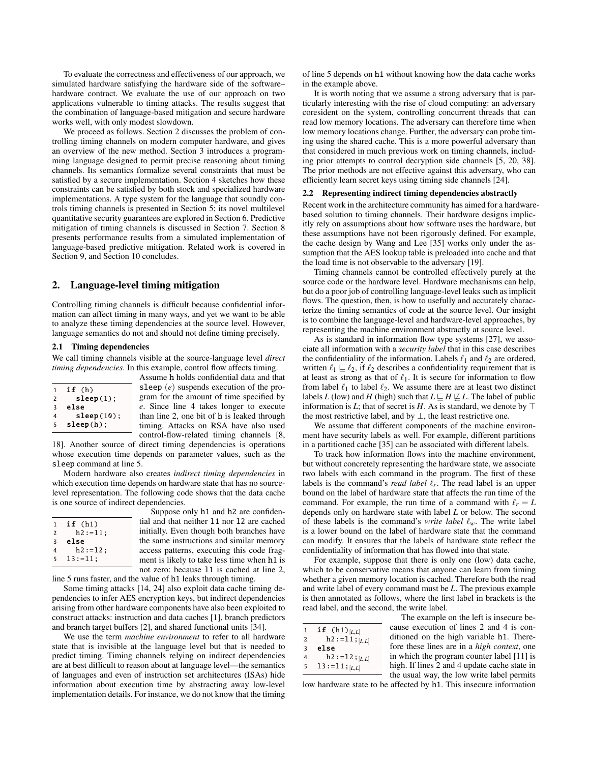To evaluate the correctness and effectiveness of our approach, we simulated hardware satisfying the hardware side of the software–hardware contract. We evaluate the use of our approach on two applications vulnerable to timing attacks. The results suggest that the combination of language-based mitigation and secure hardware works well, with only modest slowdown.

We proceed as follows. Section 2 discusses the problem of controlling timing channels on modern computer hardware, and gives an overview of the new method. Section 3 introduces a programming language designed to permit precise reasoning about timing channels. Its semantics formalize several constraints that must be satisfied by a secure implementation. Section 4 sketches how these constraints can be satisfied by both stock and specialized hardware implementations. A type system for the language that soundly controls timing channels is presented in Section 5; its novel multilevel quantitative security guarantees are explored in Section 6. Predictive mitigation of timing channels is discussed in Section 7. Section 8 presents performance results from a simulated implementation of language-based predictive mitigation. Related work is covered in Section 9, and Section 10 concludes.

## 2. Language-level timing mitigation

Controlling timing channels is difficult because confidential information can affect timing in many ways, and yet we want to be able to analyze these timing dependencies at the source level. However, language semantics do not and should not define timing precisely.

### 2.1 Timing dependencies

We call timing channels visible at the source-language level *direct timing dependencies*. In this example, control flow affects timing.

```
1  if (h)
2    sleep(1);
3  else
4    sleep(10);
5  sleep(h);
```

Assume h holds confidential data and that sleep $(e)$ suspends execution of the program for the amount of time specified by $e$. Since line 4 takes longer to execute than line 2, one bit of h is leaked through timing. Attacks on RSA have also used control-flow-related timing channels [8, 18]. Another source of direct timing dependencies is operations whose execution time depends on parameter values, such as the sleep command at line 5.

Modern hardware also creates *indirect timing dependencies* in which execution time depends on hardware state that has no source-level representation. The following code shows that the data cache is one source of indirect dependencies.

```
1  if (h1)
2    h2:=l1;
3  else
4    h2:=l2;
5  l3:=l1;
```

Suppose only h1 and h2 are confidential and that neither l1 nor l2 are cached initially. Even though both branches have the same instructions and similar memory access patterns, executing this code fragment is likely to take less time when h1 is not zero: because l1 is cached at line 2, line 5 runs faster, and the value of h1 leaks through timing.

Some timing attacks [14, 24] also exploit data cache timing dependencies to infer AES encryption keys, but indirect dependencies arising from other hardware components have also been exploited to construct attacks: instruction and data caches [1], branch predictors and branch target buffers [2], and shared functional units [34].

We use the term *machine environment* to refer to all hardware state that is invisible at the language level but that is needed to predict timing. Timing channels relying on indirect dependencies are at best difficult to reason about at language level—the semantics of languages and even of instruction set architectures (ISAs) hide information about execution time by abstracting away low-level implementation details. For instance, we do not know that the timing of line 5 depends on h1 without knowing how the data cache works in the example above.

It is worth noting that we assume a strong adversary that is particularly interesting with the rise of cloud computing: an adversary coresident on the system, controlling concurrent threads that can read low memory locations. The adversary can therefore time when low memory locations change. Further, the adversary can probe timing using the shared cache. This is a more powerful adversary than that considered in much previous work on timing channels, including prior attempts to control decryption side channels [5, 20, 38]. The prior methods are not effective against this adversary, who can efficiently learn secret keys using timing side channels [24].

### 2.2 Representing indirect timing dependencies abstractly

Recent work in the architecture community has aimed for a hardware-based solution to timing channels. Their hardware designs implicitly rely on assumptions about how software uses the hardware, but these assumptions have not been rigorously defined. For example, the cache design by Wang and Lee [35] works only under the assumption that the AES lookup table is preloaded into cache and that the load time is not observable to the adversary [19].

Timing channels cannot be controlled effectively purely at the source code or the hardware level. Hardware mechanisms can help, but do a poor job of controlling language-level leaks such as implicit flows. The question, then, is how to usefully and accurately characterize the timing semantics of code at the source level. Our insight is to combine the language-level and hardware-level approaches, by representing the machine environment abstractly at source level.

As is standard in information flow type systems [27], we associate all information with a *security label* that in this case describes the confidentiality of the information. Labels $\ell_1$ and $\ell_2$ are ordered, written $\ell_1 \sqsubseteq \ell_2$, if $\ell_2$ describes a confidentiality requirement that is at least as strong as that of $\ell_1$. It is secure for information to flow from label $\ell_1$ to label $\ell_2$. We assume there are at least two distinct labels $L$ (low) and $H$ (high) such that $L \sqsubseteq H \not\sqsubseteq L$. The label of public information is $L$; that of secret is $H$. As is standard, we denote by $\top$ the most restrictive label, and by $\bot$, the least restrictive one.

We assume that different components of the machine environment have security labels as well. For example, different partitions in a partitioned cache [35] can be associated with different labels.

To track how information flows into the machine environment, but without concretely representing the hardware state, we associate two labels with each command in the program. The first of these labels is the command's *read label* $\ell_r$. The read label is an upper bound on the label of hardware state that affects the run time of the command. For example, the run time of a command with $\ell_r = L$ depends only on hardware state with label $L$ or below. The second of these labels is the command's *write label* $\ell_w$. The write label is a lower bound on the label of hardware state that the command can modify. It ensures that the labels of hardware state reflect the confidentiality of information that has flowed into that state.

For example, suppose that there is only one (low) data cache, which to be conservative means that anyone can learn from timing whether a given memory location is cached. Therefore both the read and write label of every command must be $L$. The previous example is then annotated as follows, where the first label in brackets is the read label, and the second, the write label.

```
1  if (h1)[L,L]
2    h2:=l1;[L,L]
3  else
4    h2:=l2;[L,L]
5  l3:=l1;[L,L]
```

The example on the left is insecure because execution of lines 2 and 4 is conditioned on the high variable h1. Therefore these lines are in a *high context*, one in which the program counter label [11] is high. If lines 2 and 4 update cache state in the usual way, the low write label permits low hardware state to be affected by h1. This insecure information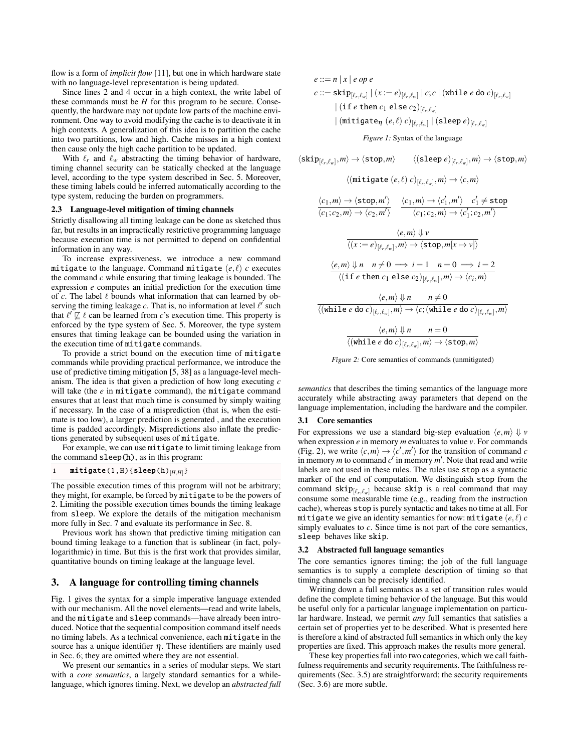flow is a form of *implicit flow* [11], but one in which hardware state with no language-level representation is being updated.

Since lines 2 and 4 occur in a high context, the write label of these commands must be $H$ for this program to be secure. Consequently, the hardware may not update low parts of the machine environment. One way to avoid modifying the cache is to deactivate it in high contexts. A generalization of this idea is to partition the cache into two partitions, low and high. Cache misses in a high context then cause only the high cache partition to be updated.

With $\ell_r$ and $\ell_w$ abstracting the timing behavior of hardware, timing channel security can be statically checked at the language level, according to the type system described in Sec. 5. Moreover, these timing labels could be inferred automatically according to the type system, reducing the burden on programmers.

### 2.3 Language-level mitigation of timing channels

Strictly disallowing all timing leakage can be done as sketched thus far, but results in an impractically restrictive programming language because execution time is not permitted to depend on confidential information in any way.

To increase expressiveness, we introduce a new command `mitigate` to the language. Command `mitigate` $(e,\ell)$ $c$ executes the command $c$ while ensuring that timing leakage is bounded. The expression $e$ computes an initial prediction for the execution time of $c$. The label $\ell$ bounds what information that can learned by observing the timing leakage $c$. That is, no information at level $\ell'$ such that $\ell' \not\sqsubseteq \ell$ can be learned from $c$'s execution time. This property is enforced by the type system of Sec. 5. Moreover, the type system ensures that timing leakage can be bounded using the variation in the execution time of `mitigate` commands.

To provide a strict bound on the execution time of `mitigate` commands while providing practical performance, we introduce the use of predictive timing mitigation [5, 38] as a language-level mechanism. The idea is that given a prediction of how long executing $c$ will take (the $e$ in `mitigate` command), the `mitigate` command ensures that at least that much time is consumed by simply waiting if necessary. In the case of a misprediction (that is, when the estimate is too low), a larger prediction is generated , and the execution time is padded accordingly. Mispredictions also inflate the predictions generated by subsequent uses of `mitigate`.

For example, we can use `mitigate` to limit timing leakage from the command `sleep(h)`, as in this program:

```
1   mitigate(1,H){sleep(h)[H,H]}
```

The possible execution times of this program will not be arbitrary; they might, for example, be forced by `mitigate` to be the powers of 2. Limiting the possible execution times bounds the timing leakage from `sleep`. We explore the details of the mitigation mechanism more fully in Sec. 7 and evaluate its performance in Sec. 8.

Previous work has shown that predictive timing mitigation can bound timing leakage to a function that is sublinear (in fact, polylogarithmic) in time. But this is the first work that provides similar, quantitative bounds on timing leakage at the language level.

## 3. A language for controlling timing channels

Fig. 1 gives the syntax for a simple imperative language extended with our mechanism. All the novel elements—read and write labels, and the `mitigate` and `sleep` commands—have already been introduced. Notice that the sequential composition command itself needs no timing labels. As a technical convenience, each `mitigate` in the source has a unique identifier $\eta$. These identifiers are mainly used in Sec. 6; they are omitted where they are not essential.

We present our semantics in a series of modular steps. We start with a *core semantics*, a largely standard semantics for a while-language, which ignores timing. Next, we develop an *abstracted full semantics* that describes the timing semantics of the language more accurately while abstracting away parameters that depend on the language implementation, including the hardware and the compiler.

$$
\begin{aligned}
e &::= n \mid x \mid e \; op \; e \\
c &::= \texttt{skip}_{[\ell_r,\ell_w]} \mid (x := e)_{[\ell_r,\ell_w]} \mid c;c \mid (\texttt{while}\; e \;\texttt{do}\; c)_{[\ell_r,\ell_w]} \\
&\quad \mid (\texttt{if}\; e \;\texttt{then}\; c_1 \;\texttt{else}\; c_2)_{[\ell_r,\ell_w]} \\
&\quad \mid (\texttt{mitigate}_\eta\; (e,\ell)\; c)_{[\ell_r,\ell_w]} \mid (\texttt{sleep}\; e)_{[\ell_r,\ell_w]}
\end{aligned}
$$

*Figure 1:* Syntax of the language

$$\langle \texttt{skip}_{[\ell_r,\ell_w]}, m\rangle \to \langle \texttt{stop}, m\rangle \qquad \langle (\texttt{sleep}\; e)_{[\ell_r,\ell_w]}, m\rangle \to \langle \texttt{stop}, m\rangle$$

$$\langle (\texttt{mitigate}\; (e,\ell)\; c)_{[\ell_r,\ell_w]}, m\rangle \to \langle c, m\rangle$$

$$\frac{\langle c_1, m\rangle \to \langle \texttt{stop}, m'\rangle}{\langle c_1;c_2, m\rangle \to \langle c_2, m'\rangle} \qquad \frac{\langle c_1, m\rangle \to \langle c_1', m'\rangle \quad c_1' \neq \texttt{stop}}{\langle c_1;c_2, m\rangle \to \langle c_1';c_2, m'\rangle}$$

$$\frac{\langle e, m\rangle \Downarrow v}{\langle (x := e)_{[\ell_r,\ell_w]}, m\rangle \to \langle \texttt{stop}, m[x \mapsto v]\rangle}$$

$$\frac{\langle e, m\rangle \Downarrow n \quad n \neq 0 \implies i = 1 \quad n = 0 \implies i = 2}{\langle (\texttt{if}\; e \;\texttt{then}\; c_1 \;\texttt{else}\; c_2)_{[\ell_r,\ell_w]}, m\rangle \to \langle c_i, m\rangle}$$

$$\frac{\langle e, m\rangle \Downarrow n \qquad n \neq 0}{\langle (\texttt{while}\; e \;\texttt{do}\; c)_{[\ell_r,\ell_w]}, m\rangle \to \langle c; (\texttt{while}\; e \;\texttt{do}\; c)_{[\ell_r,\ell_w]}, m\rangle}$$

$$\frac{\langle e, m\rangle \Downarrow n \qquad n = 0}{\langle (\texttt{while}\; e \;\texttt{do}\; c)_{[\ell_r,\ell_w]}, m\rangle \to \langle \texttt{stop}, m\rangle}$$

*Figure 2:* Core semantics of commands (unmitigated)

### 3.1 Core semantics

For expressions we use a standard big-step evaluation $\langle e, m\rangle \Downarrow v$ when expression $e$ in memory $m$ evaluates to value $v$. For commands (Fig. 2), we write $\langle c, m\rangle \to \langle c', m'\rangle$ for the transition of command $c$ in memory $m$ to command $c'$ in memory $m'$. Note that read and write labels are not used in these rules. The rules use `stop` as a syntactic marker of the end of computation. We distinguish `stop` from the command $\texttt{skip}_{[\ell_r,\ell_w]}$ because `skip` is a real command that may consume some measurable time (e.g., reading from the instruction cache), whereas `stop` is purely syntactic and takes no time at all. For `mitigate` we give an identity semantics for now: `mitigate` $(e,\ell)$ $c$ simply evaluates to $c$. Since time is not part of the core semantics, `sleep` behaves like `skip`.

### 3.2 Abstracted full language semantics

The core semantics ignores timing; the job of the full language semantics is to supply a complete description of timing so that timing channels can be precisely identified.

Writing down a full semantics as a set of transition rules would define the complete timing behavior of the language. But this would be useful only for a particular language implementation on particular hardware. Instead, we permit *any* full semantics that satisfies a certain set of properties yet to be described. What is presented here is therefore a kind of abstracted full semantics in which only the key properties are fixed. This approach makes the results more general.

These key properties fall into two categories, which we call faithfulness requirements and security requirements. The faithfulness requirements (Sec. 3.5) are straightforward; the security requirements (Sec. 3.6) are more subtle.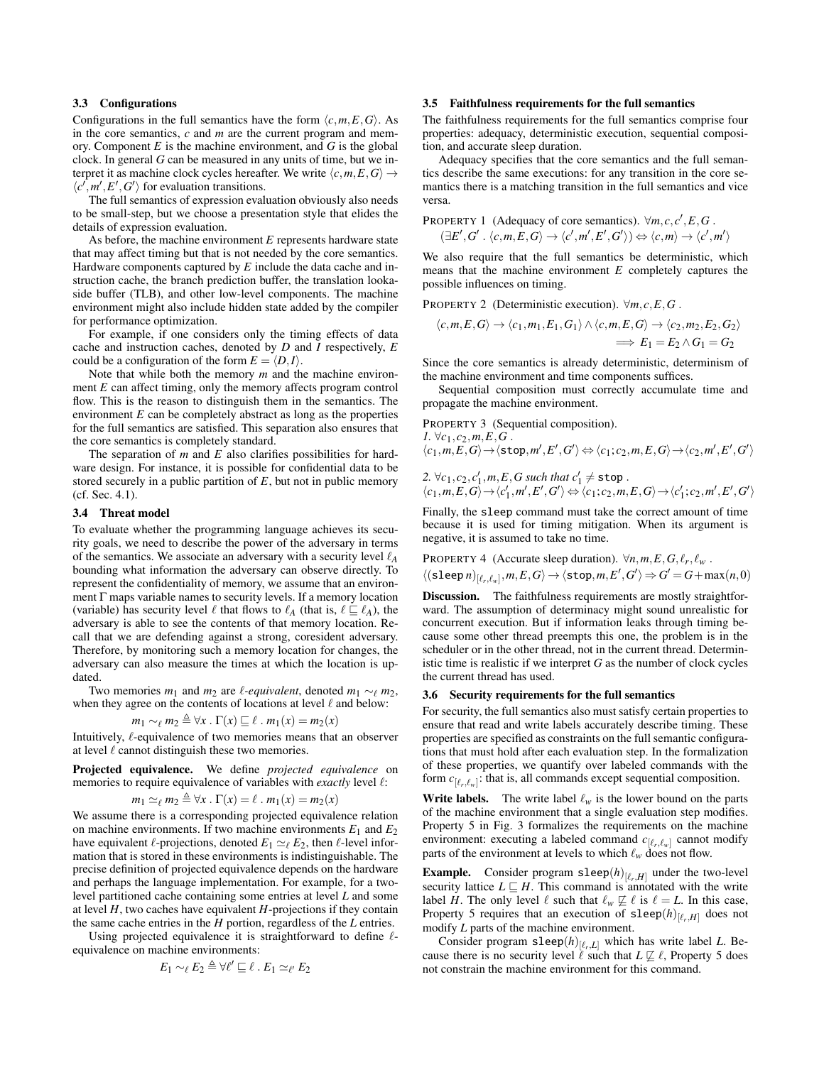### 3.3 Configurations

Configurations in the full semantics have the form $\langle c, m, E, G\rangle$. As in the core semantics, $c$ and $m$ are the current program and memory. Component $E$ is the machine environment, and $G$ is the global clock. In general $G$ can be measured in any units of time, but we interpret it as machine clock cycles hereafter. We write $\langle c, m, E, G\rangle \rightarrow \langle c', m', E', G'\rangle$ for evaluation transitions.

The full semantics of expression evaluation obviously also needs to be small-step, but we choose a presentation style that elides the details of expression evaluation.

As before, the machine environment $E$ represents hardware state that may affect timing but that is not needed by the core semantics. Hardware components captured by $E$ include the data cache and instruction cache, the branch prediction buffer, the translation lookaside buffer (TLB), and other low-level components. The machine environment might also include hidden state added by the compiler for performance optimization.

For example, if one considers only the timing effects of data cache and instruction caches, denoted by $D$ and $I$ respectively, $E$ could be a configuration of the form $E = \langle D, I\rangle$.

Note that while both the memory $m$ and the machine environment $E$ can affect timing, only the memory affects program control flow. This is the reason to distinguish them in the semantics. The environment $E$ can be completely abstract as long as the properties for the full semantics are satisfied. This separation also ensures that the core semantics is completely standard.

The separation of $m$ and $E$ also clarifies possibilities for hardware design. For instance, it is possible for confidential data to be stored securely in a public partition of $E$, but not in public memory (cf. Sec. 4.1).

### 3.4 Threat model

To evaluate whether the programming language achieves its security goals, we need to describe the power of the adversary in terms of the semantics. We associate an adversary with a security level $\ell_A$ bounding what information the adversary can observe directly. To represent the confidentiality of memory, we assume that an environment $\Gamma$ maps variable names to security levels. If a memory location (variable) has security level $\ell$ that flows to $\ell_A$ (that is, $\ell \sqsubseteq \ell_A$), the adversary is able to see the contents of that memory location. Recall that we are defending against a strong, coresident adversary. Therefore, by monitoring such a memory location for changes, the adversary can also measure the times at which the location is updated.

Two memories $m_1$ and $m_2$ are *$\ell$-equivalent*, denoted $m_1 \sim_\ell m_2$, when they agree on the contents of locations at level $\ell$ and below:

$$m_1 \sim_\ell m_2 \triangleq \forall x \,.\, \Gamma(x) \sqsubseteq \ell \,.\, m_1(x) = m_2(x)$$

Intuitively, $\ell$-equivalence of two memories means that an observer at level $\ell$ cannot distinguish these two memories.

**Projected equivalence.** We define *projected equivalence* on memories to require equivalence of variables with *exactly* level $\ell$:

$$m_1 \simeq_\ell m_2 \triangleq \forall x \,.\, \Gamma(x) = \ell \,.\, m_1(x) = m_2(x)$$

We assume there is a corresponding projected equivalence relation on machine environments. If two machine environments $E_1$ and $E_2$ have equivalent $\ell$-projections, denoted $E_1 \simeq_\ell E_2$, then $\ell$-level information that is stored in these environments is indistinguishable. The precise definition of projected equivalence depends on the hardware and perhaps the language implementation. For example, for a two-level partitioned cache containing some entries at level $L$ and some at level $H$, two caches have equivalent $H$-projections if they contain the same cache entries in the $H$ portion, regardless of the $L$ entries.

Using projected equivalence it is straightforward to define $\ell$-equivalence on machine environments:

$$E_1 \sim_\ell E_2 \triangleq \forall \ell' \sqsubseteq \ell \,.\, E_1 \simeq_{\ell'} E_2$$

### 3.5 Faithfulness requirements for the full semantics

The faithfulness requirements for the full semantics comprise four properties: adequacy, deterministic execution, sequential composition, and accurate sleep duration.

Adequacy specifies that the core semantics and the full semantics describe the same executions: for any transition in the core semantics there is a matching transition in the full semantics and vice versa.

PROPERTY 1 (Adequacy of core semantics). $\forall m, c, c', E, G$ .
$(\exists E', G' \,.\, \langle c, m, E, G\rangle \rightarrow \langle c', m', E', G'\rangle) \Leftrightarrow \langle c, m\rangle \rightarrow \langle c', m'\rangle$

We also require that the full semantics be deterministic, which means that the machine environment $E$ completely captures the possible influences on timing.

PROPERTY 2 (Deterministic execution). $\forall m, c, E, G$ .

$$\langle c, m, E, G\rangle \rightarrow \langle c_1, m_1, E_1, G_1\rangle \wedge \langle c, m, E, G\rangle \rightarrow \langle c_2, m_2, E_2, G_2\rangle \implies E_1 = E_2 \wedge G_1 = G_2$$

Since the core semantics is already deterministic, determinism of the machine environment and time components suffices.

Sequential composition must correctly accumulate time and propagate the machine environment.

PROPERTY 3 (Sequential composition).

*1.* $\forall c_1, c_2, m, E, G$ .
$\langle c_1, m, E, G\rangle \rightarrow \langle \texttt{stop}, m', E', G'\rangle \Leftrightarrow \langle c_1; c_2, m, E, G\rangle \rightarrow \langle c_2, m', E', G'\rangle$

*2.* $\forall c_1, c_2, c_1', m, E, G$ *such that* $c_1' \neq \texttt{stop}$ .
$\langle c_1, m, E, G\rangle \rightarrow \langle c_1', m', E', G'\rangle \Leftrightarrow \langle c_1; c_2, m, E, G\rangle \rightarrow \langle c_1'; c_2, m', E', G'\rangle$

Finally, the `sleep` command must take the correct amount of time because it is used for timing mitigation. When its argument is negative, it is assumed to take no time.

PROPERTY 4 (Accurate sleep duration). $\forall n, m, E, G, \ell_r, \ell_w$ .
$\langle (\texttt{sleep}\, n)_{[\ell_r, \ell_w]}, m, E, G\rangle \rightarrow \langle \texttt{stop}, m, E', G'\rangle \Rightarrow G' = G + \max(n, 0)$

**Discussion.** The faithfulness requirements are mostly straightforward. The assumption of determinacy might sound unrealistic for concurrent execution. But if information leaks through timing because some other thread preempts this one, the problem is in the scheduler or in the other thread, not in the current thread. Deterministic is realistic if we interpret $G$ as the number of clock cycles the current thread has used.

### 3.6 Security requirements for the full semantics

For security, the full semantics also must satisfy certain properties to ensure that read and write labels accurately describe timing. These properties are specified as constraints on the full semantic configurations that must hold after each evaluation step. In the formalization of these properties, we quantify over labeled commands with the form $c_{[\ell_r, \ell_w]}$: that is, all commands except sequential composition.

**Write labels.** The write label $\ell_w$ is the lower bound on the parts of the machine environment that a single evaluation step modifies. Property 5 in Fig. 3 formalizes the requirements on the machine environment: executing a labeled command $c_{[\ell_r, \ell_w]}$ cannot modify parts of the environment at levels to which $\ell_w$ does not flow.

**Example.** Consider program $\texttt{sleep}(h)_{[\ell_r, H]}$ under the two-level security lattice $L \sqsubseteq H$. This command is annotated with the write label $H$. The only level $\ell$ such that $\ell_w \not\sqsubseteq \ell$ is $\ell = L$. In this case, Property 5 requires that an execution of $\texttt{sleep}(h)_{[\ell_r, H]}$ does not modify $L$ parts of the machine environment.

Consider program $\texttt{sleep}(h)_{[\ell_r, L]}$ which has write label $L$. Because there is no security level $\ell$ such that $L \not\sqsubseteq \ell$, Property 5 does not constrain the machine environment for this command.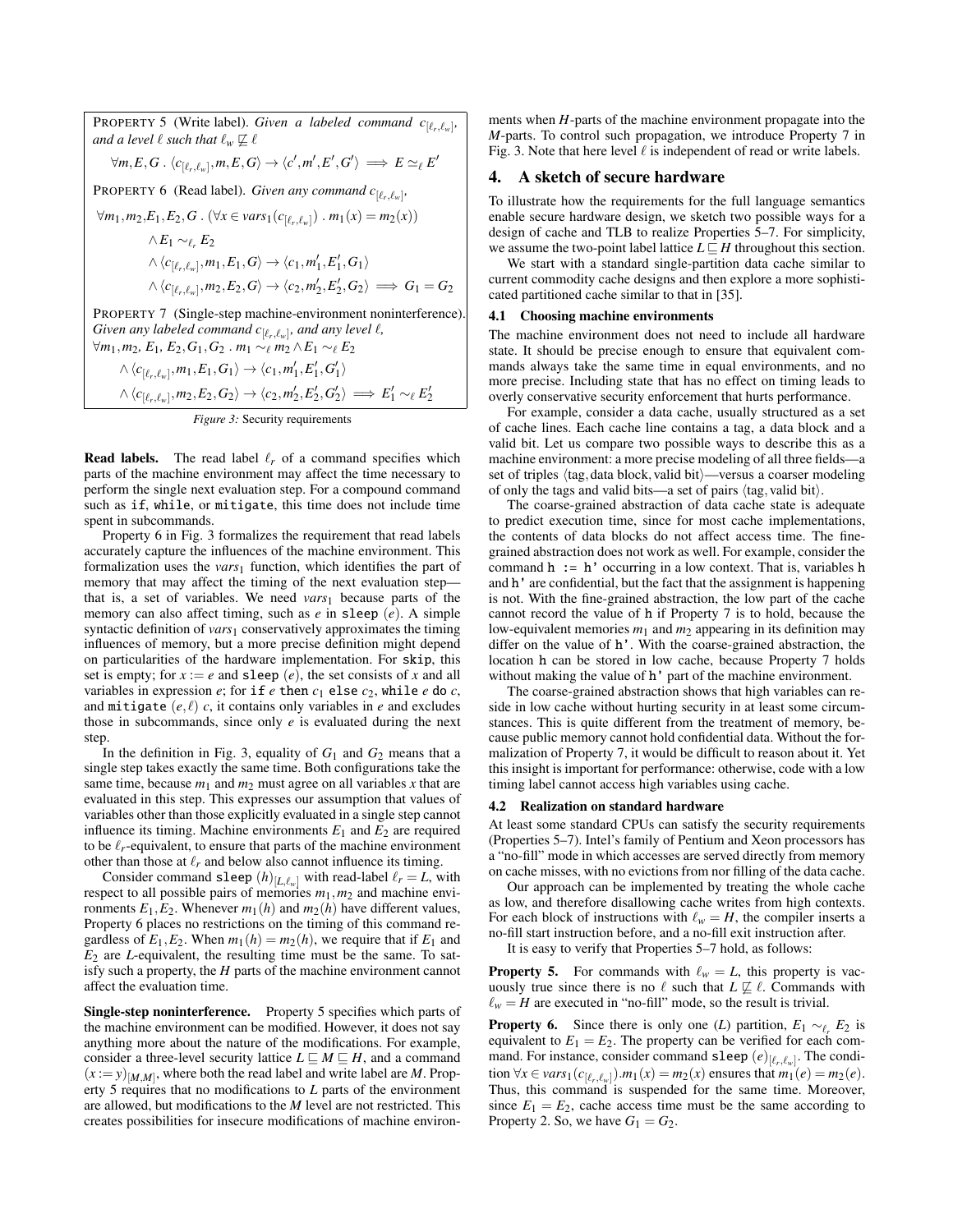PROPERTY 5 (Write label). *Given a labeled command $c_{[\ell_r,\ell_w]}$, and a level $\ell$ such that $\ell_w \not\sqsubseteq \ell$*

$$\forall m,E,G\ .\ \langle c_{[\ell_r,\ell_w]},m,E,G\rangle \to \langle c',m',E',G'\rangle \implies E \simeq_\ell E'$$

PROPERTY 6 (Read label). *Given any command $c_{[\ell_r,\ell_w]}$,*

$$\begin{aligned}\forall m_1,m_2,E_1,E_2,G\ .\ &(\forall x \in vars_1(c_{[\ell_r,\ell_w]})\ .\ m_1(x) = m_2(x))\\ &\wedge E_1 \sim_{\ell_r} E_2\\ &\wedge \langle c_{[\ell_r,\ell_w]},m_1,E_1,G\rangle \to \langle c_1,m_1',E_1',G_1\rangle\\ &\wedge \langle c_{[\ell_r,\ell_w]},m_2,E_2,G\rangle \to \langle c_2,m_2',E_2',G_2\rangle \implies G_1 = G_2\end{aligned}$$

PROPERTY 7 (Single-step machine-environment noninterference). *Given any labeled command $c_{[\ell_r,\ell_w]}$, and any level $\ell$,*

$$\begin{aligned}\forall m_1,m_2,\ &E_1,\ E_2,G_1,G_2\ .\ m_1 \sim_\ell m_2 \wedge E_1 \sim_\ell E_2\\ &\wedge \langle c_{[\ell_r,\ell_w]},m_1,E_1,G_1\rangle \to \langle c_1,m_1',E_1',G_1'\rangle\\ &\wedge \langle c_{[\ell_r,\ell_w]},m_2,E_2,G_2\rangle \to \langle c_2,m_2',E_2',G_2'\rangle \implies E_1' \sim_\ell E_2'\end{aligned}$$

*Figure 3:* Security requirements

**Read labels.** The read label $\ell_r$ of a command specifies which parts of the machine environment may affect the time necessary to perform the single next evaluation step. For a compound command such as `if`, `while`, or `mitigate`, this time does not include time spent in subcommands.

Property 6 in Fig. 3 formalizes the requirement that read labels accurately capture the influences of the machine environment. This formalization uses the $vars_1$ function, which identifies the part of memory that may affect the timing of the next evaluation step—that is, a set of variables. We need $vars_1$ because parts of the memory can also affect timing, such as $e$ in `sleep` $(e)$. A simple syntactic definition of $vars_1$ conservatively approximates the timing influences of memory, but a more precise definition might depend on particularities of the hardware implementation. For `skip`, this set is empty; for $x := e$ and `sleep` $(e)$, the set consists of $x$ and all variables in expression $e$; for `if` $e$ `then` $c_1$ `else` $c_2$, `while` $e$ `do` $c$, and `mitigate` $(e,\ell)$ $c$, it contains only variables in $e$ and excludes those in subcommands, since only $e$ is evaluated during the next step.

In the definition in Fig. 3, equality of $G_1$ and $G_2$ means that a single step takes exactly the same time. Both configurations take the same time, because $m_1$ and $m_2$ must agree on all variables $x$ that are evaluated in this step. This expresses our assumption that values of variables other than those explicitly evaluated in a single step cannot influence its timing. Machine environments $E_1$ and $E_2$ are required to be $\ell_r$-equivalent, to ensure that parts of the machine environment other than those at $\ell_r$ and below also cannot influence its timing.

Consider command `sleep` $(h)_{[L,\ell_w]}$ with read-label $\ell_r = L$, with respect to all possible pairs of memories $m_1, m_2$ and machine environments $E_1, E_2$. Whenever $m_1(h)$ and $m_2(h)$ have different values, Property 6 places no restrictions on the timing of this command regardless of $E_1, E_2$. When $m_1(h) = m_2(h)$, we require that if $E_1$ and $E_2$ are $L$-equivalent, the resulting time must be the same. To satisfy such a property, the $H$ parts of the machine environment cannot affect the evaluation time.

**Single-step noninterference.** Property 5 specifies which parts of the machine environment can be modified. However, it does not say anything more about the nature of the modifications. For example, consider a three-level security lattice $L \sqsubseteq M \sqsubseteq H$, and a command $(x := y)_{[M,M]}$, where both the read label and write label are $M$. Property 5 requires that no modifications to $L$ parts of the environment are allowed, but modifications to the $M$ level are not restricted. This creates possibilities for insecure modifications of machine environments when $H$-parts of the machine environment propagate into the $M$-parts. To control such propagation, we introduce Property 7 in Fig. 3. Note that here level $\ell$ is independent of read or write labels.

## 4. A sketch of secure hardware

To illustrate how the requirements for the full language semantics enable secure hardware design, we sketch two possible ways for a design of cache and TLB to realize Properties 5–7. For simplicity, we assume the two-point label lattice $L \sqsubseteq H$ throughout this section.

We start with a standard single-partition data cache similar to current commodity cache designs and then explore a more sophisticated partitioned cache similar to that in [35].

### 4.1 Choosing machine environments

The machine environment does not need to include all hardware state. It should be precise enough to ensure that equivalent commands always take the same time in equal environments, and no more precise. Including state that has no effect on timing leads to overly conservative security enforcement that hurts performance.

For example, consider a data cache, usually structured as a set of cache lines. Each cache line contains a tag, a data block and a valid bit. Let us compare two possible ways to describe this as a machine environment: a more precise modeling of all three fields—a set of triples $\langle$tag, data block, valid bit$\rangle$—versus a coarser modeling of only the tags and valid bits—a set of pairs $\langle$tag, valid bit$\rangle$.

The coarse-grained abstraction of data cache state is adequate to predict execution time, since for most cache implementations, the contents of data blocks do not affect access time. The fine-grained abstraction does not work as well. For example, consider the command `h := h'` occurring in a low context. That is, variables `h` and `h'` are confidential, but the fact that the assignment is happening is not. With the fine-grained abstraction, the low part of the cache cannot record the value of `h` if Property 7 is to hold, because the low-equivalent memories $m_1$ and $m_2$ appearing in its definition may differ on the value of `h'`. With the coarse-grained abstraction, the location `h` can be stored in low cache, because Property 7 holds without making the value of `h'` part of the machine environment.

The coarse-grained abstraction shows that high variables can reside in low cache without hurting security in at least some circumstances. This is quite different from the treatment of memory, because public memory cannot hold confidential data. Without the formalization of Property 7, it would be difficult to reason about it. Yet this insight is important for performance: otherwise, code with a low timing label cannot access high variables using cache.

### 4.2 Realization on standard hardware

At least some standard CPUs can satisfy the security requirements (Properties 5–7). Intel's family of Pentium and Xeon processors has a "no-fill" mode in which accesses are served directly from memory on cache misses, with no evictions from nor filling of the data cache.

Our approach can be implemented by treating the whole cache as low, and therefore disallowing cache writes from high contexts. For each block of instructions with $\ell_w = H$, the compiler inserts a no-fill start instruction before, and a no-fill exit instruction after.

It is easy to verify that Properties 5–7 hold, as follows:

**Property 5.** For commands with $\ell_w = L$, this property is vacuously true since there is no $\ell$ such that $L \not\sqsubseteq \ell$. Commands with $\ell_w = H$ are executed in "no-fill" mode, so the result is trivial.

**Property 6.** Since there is only one ($L$) partition, $E_1 \sim_{\ell_r} E_2$ is equivalent to $E_1 = E_2$. The property can be verified for each command. For instance, consider command `sleep` $(e)_{[\ell_r,\ell_w]}$. The condition $\forall x \in vars_1(c_{[\ell_r,\ell_w]}).m_1(x) = m_2(x)$ ensures that $m_1(e) = m_2(e)$. Thus, this command is suspended for the same time. Moreover, since $E_1 = E_2$, cache access time must be the same according to Property 2. So, we have $G_1 = G_2$.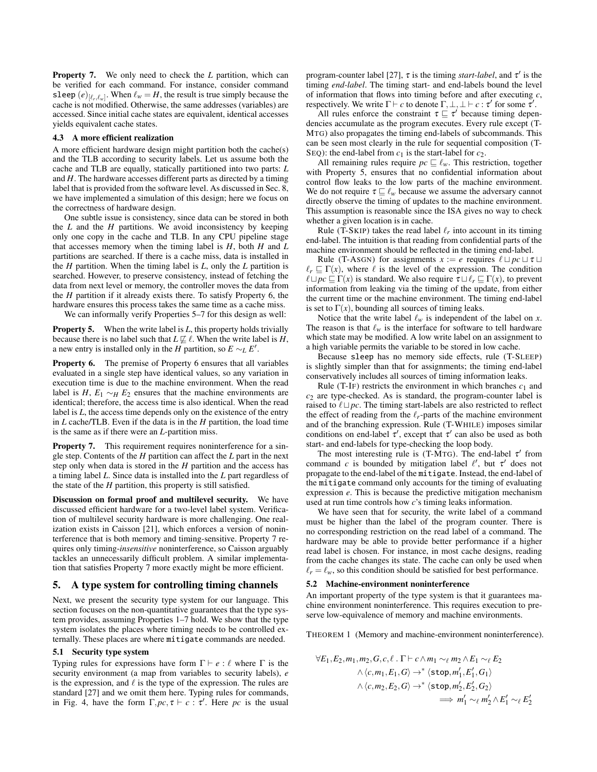**Property 7.** We only need to check the $L$ partition, which can be verified for each command. For instance, consider command $\texttt{sleep}\ (e)_{[\ell_r,\ell_w]}$. When $\ell_w = H$, the result is true simply because the cache is not modified. Otherwise, the same addresses (variables) are accessed. Since initial cache states are equivalent, identical accesses yields equivalent cache states.

### 4.3 A more efficient realization

A more efficient hardware design might partition both the cache(s) and the TLB according to security labels. Let us assume both the cache and TLB are equally, statically partitioned into two parts: $L$ and $H$. The hardware accesses different parts as directed by a timing label that is provided from the software level. As discussed in Sec. 8, we have implemented a simulation of this design; here we focus on the correctness of hardware design.

One subtle issue is consistency, since data can be stored in both the $L$ and the $H$ partitions. We avoid inconsistency by keeping only one copy in the cache and TLB. In any CPU pipeline stage that accesses memory when the timing label is $H$, both $H$ and $L$ partitions are searched. If there is a cache miss, data is installed in the $H$ partition. When the timing label is $L$, only the $L$ partition is searched. However, to preserve consistency, instead of fetching the data from next level or memory, the controller moves the data from the $H$ partition if it already exists there. To satisfy Property 6, the hardware ensures this process takes the same time as a cache miss.

We can informally verify Properties 5–7 for this design as well:

**Property 5.** When the write label is $L$, this property holds trivially because there is no label such that $L \not\sqsubseteq \ell$. When the write label is $H$, a new entry is installed only in the $H$ partition, so $E \sim_L E'$.

**Property 6.** The premise of Property 6 ensures that all variables evaluated in a single step have identical values, so any variation in execution time is due to the machine environment. When the read label is $H$, $E_1 \sim_H E_2$ ensures that the machine environments are identical; therefore, the access time is also identical. When the read label is $L$, the access time depends only on the existence of the entry in $L$ cache/TLB. Even if the data is in the $H$ partition, the load time is the same as if there were an $L$-partition miss.

**Property 7.** This requirement requires noninterference for a single step. Contents of the $H$ partition can affect the $L$ part in the next step only when data is stored in the $H$ partition and the access has a timing label $L$. Since data is installed into the $L$ part regardless of the state of the $H$ partition, this property is still satisfied.

**Discussion on formal proof and multilevel security.** We have discussed efficient hardware for a two-level label system. Verification of multilevel security hardware is more challenging. One realization exists in Caisson [21], which enforces a version of noninterference that is both memory and timing-sensitive. Property 7 requires only timing-*insensitive* noninterference, so Caisson arguably tackles an unnecessarily difficult problem. A similar implementation that satisfies Property 7 more exactly might be more efficient.

## 5. A type system for controlling timing channels

Next, we present the security type system for our language. This section focuses on the non-quantitative guarantees that the type system provides, assuming Properties 1–7 hold. We show that the type system isolates the places where timing needs to be controlled externally. These places are where `mitigate` commands are needed.

### 5.1 Security type system

Typing rules for expressions have form $\Gamma \vdash e : \ell$ where $\Gamma$ is the security environment (a map from variables to security labels), $e$ is the expression, and $\ell$ is the type of the expression. The rules are standard [27] and we omit them here. Typing rules for commands, in Fig. 4, have the form $\Gamma, pc, \tau \vdash c : \tau'$. Here $pc$ is the usual program-counter label [27], $\tau$ is the timing *start-label*, and $\tau'$ is the timing *end-label*. The timing start- and end-labels bound the level of information that flows into timing before and after executing $c$, respectively. We write $\Gamma \vdash c$ to denote $\Gamma, \bot, \bot \vdash c : \tau'$ for some $\tau'$.

All rules enforce the constraint $\tau \sqsubseteq \tau'$ because timing dependencies accumulate as the program executes. Every rule except (T-MTG) also propagates the timing end-labels of subcommands. This can be seen most clearly in the rule for sequential composition (T-SEQ): the end-label from $c_1$ is the start-label for $c_2$.

All remaining rules require $pc \sqsubseteq \ell_w$. This restriction, together with Property 5, ensures that no confidential information about control flow leaks to the low parts of the machine environment. We do not require $\tau \sqsubseteq \ell_w$ because we assume the adversary cannot directly observe the timing of updates to the machine environment. This assumption is reasonable since the ISA gives no way to check whether a given location is in cache.

Rule (T-SKIP) takes the read label $\ell_r$ into account in its timing end-label. The intuition is that reading from confidential parts of the machine environment should be reflected in the timing end-label.

Rule (T-ASGN) for assignments $x := e$ requires $\ell \sqcup pc \sqcup \tau \sqcup \ell_r \sqsubseteq \Gamma(x)$, where $\ell$ is the level of the expression. The condition $\ell \sqcup pc \sqsubseteq \Gamma(x)$ is standard. We also require $\tau \sqcup \ell_r \sqsubseteq \Gamma(x)$, to prevent information from leaking via the timing of the update, from either the current time or the machine environment. The timing end-label is set to $\Gamma(x)$, bounding all sources of timing leaks.

Notice that the write label $\ell_w$ is independent of the label on $x$. The reason is that $\ell_w$ is the interface for software to tell hardware which state may be modified. A low write label on an assignment to a high variable permits the variable to be stored in low cache.

Because `sleep` has no memory side effects, rule (T-SLEEP) is slightly simpler than that for assignments; the timing end-label conservatively includes all sources of timing information leaks.

Rule (T-IF) restricts the environment in which branches $c_1$ and $c_2$ are type-checked. As is standard, the program-counter label is raised to $\ell \sqcup pc$. The timing start-labels are also restricted to reflect the effect of reading from the $\ell_r$-parts of the machine environment and of the branching expression. Rule (T-WHILE) imposes similar conditions on end-label $\tau'$, except that $\tau'$ can also be used as both start- and end-labels for type-checking the loop body.

The most interesting rule is (T-MTG). The end-label $\tau'$ from command $c$ is bounded by mitigation label $\ell'$, but $\tau'$ does not propagate to the end-label of the `mitigate`. Instead, the end-label of the `mitigate` command only accounts for the timing of evaluating expression $e$. This is because the predictive mitigation mechanism used at run time controls how $c$'s timing leaks information.

We have seen that for security, the write label of a command must be higher than the label of the program counter. There is no corresponding restriction on the read label of a command. The hardware may be able to provide better performance if a higher read label is chosen. For instance, in most cache designs, reading from the cache changes its state. The cache can only be used when $\ell_r = \ell_w$, so this condition should be satisfied for best performance.

### 5.2 Machine-environment noninterference

An important property of the type system is that it guarantees machine environment noninterference. This requires execution to preserve low-equivalence of memory and machine environments.

THEOREM 1 (Memory and machine-environment noninterference).

$$
\begin{aligned}
\forall E_1, E_2, m_1, m_2, G, c, \ell \,.\, \Gamma \vdash c \wedge m_1 \sim_\ell m_2 \wedge E_1 \sim_\ell E_2 \\
\wedge \langle c, m_1, E_1, G \rangle \rightarrow^* \langle \texttt{stop}, m_1', E_1', G_1 \rangle \\
\wedge \langle c, m_2, E_2, G \rangle \rightarrow^* \langle \texttt{stop}, m_2', E_2', G_2 \rangle \\
\implies m_1' \sim_\ell m_2' \wedge E_1' \sim_\ell E_2'
\end{aligned}
$$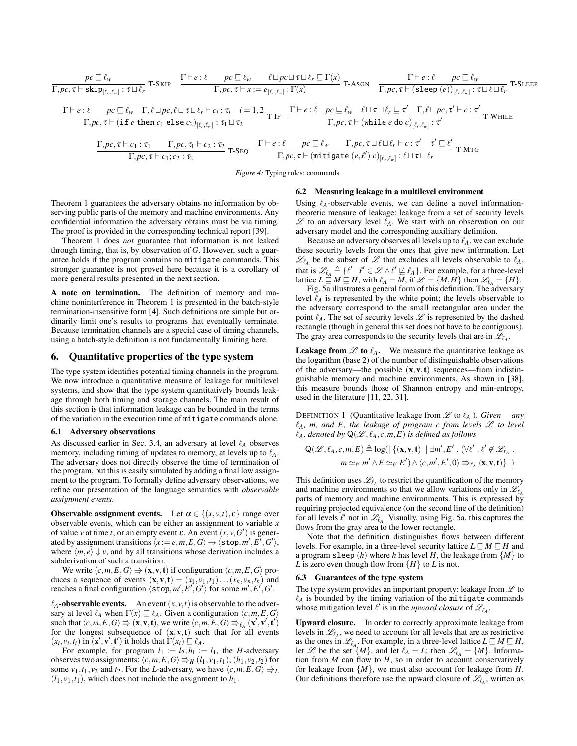$$\frac{pc \sqsubseteq \ell_w}{\Gamma, pc, \tau \vdash \mathtt{skip}_{[\ell_r,\ell_w]} : \tau \sqcup \ell_r} \text{ T-SKIP} \qquad \frac{\Gamma \vdash e : \ell \qquad pc \sqsubseteq \ell_w \qquad \ell \sqcup pc \sqcup \tau \sqcup \ell_r \sqsubseteq \Gamma(x)}{\Gamma, pc, \tau \vdash x := e_{[\ell_r,\ell_w]} : \Gamma(x)} \text{ T-ASGN} \qquad \frac{\Gamma \vdash e : \ell \qquad pc \sqsubseteq \ell_w}{\Gamma, pc, \tau \vdash (\mathtt{sleep}\ (e))_{[\ell_r,\ell_w]} : \tau \sqcup \ell \sqcup \ell_r} \text{ T-SLEEP}$$

$$\frac{\Gamma \vdash e : \ell \qquad pc \sqsubseteq \ell_w \qquad \Gamma, \ell \sqcup pc, \ell \sqcup \tau \sqcup \ell_r \vdash c_i : \tau_i \quad i = 1,2}{\Gamma, pc, \tau \vdash (\mathtt{if}\ e\ \mathtt{then}\ c_1\ \mathtt{else}\ c_2)_{[\ell_r,\ell_w]} : \tau_1 \sqcup \tau_2} \text{ T-IF} \qquad \frac{\Gamma \vdash e : \ell \quad pc \sqsubseteq \ell_w \quad \ell \sqcup \tau \sqcup \ell_r \sqsubseteq \tau' \quad \Gamma, \ell \sqcup pc, \tau' \vdash c : \tau'}{\Gamma, pc, \tau \vdash (\mathtt{while}\ e\ \mathtt{do}\ c)_{[\ell_r,\ell_w]} : \tau'} \text{ T-WHILE}$$

$$\frac{\Gamma, pc, \tau \vdash c_1 : \tau_1 \qquad \Gamma, pc, \tau_1 \vdash c_2 : \tau_2}{\Gamma, pc, \tau \vdash c_1; c_2 : \tau_2} \text{ T-SEQ} \qquad \frac{\Gamma \vdash e : \ell \qquad pc \sqsubseteq \ell_w \qquad \Gamma, pc, \tau \sqcup \ell \sqcup \ell_r \vdash c : \tau' \quad \tau' \sqsubseteq \ell'}{\Gamma, pc, \tau \vdash (\mathtt{mitigate}\ (e, \ell')\ c)_{[\ell_r,\ell_w]} : \ell \sqcup \tau \sqcup \ell_r} \text{ T-MTG}$$

*Figure 4:* Typing rules: commands

Theorem 1 guarantees the adversary obtains no information by observing public parts of the memory and machine environments. Any confidential information the adversary obtains must be via timing. The proof is provided in the corresponding technical report [39].

Theorem 1 does *not* guarantee that information is not leaked through timing, that is, by observation of $G$. However, such a guarantee holds if the program contains no mitigate commands. This stronger guarantee is not proved here because it is a corollary of more general results presented in the next section.

**A note on termination.** The definition of memory and machine noninterference in Theorem 1 is presented in the batch-style termination-insensitive form [4]. Such definitions are simple but ordinarily limit one's results to programs that eventually terminate. Because termination channels are a special case of timing channels, using a batch-style definition is not fundamentally limiting here.

## 6. Quantitative properties of the type system

The type system identifies potential timing channels in the program. We now introduce a quantitative measure of leakage for multilevel systems, and show that the type system quantitatively bounds leakage through both timing and storage channels. The main result of this section is that information leakage can be bounded in the terms of the variation in the execution time of mitigate commands alone.

### 6.1 Adversary observations

As discussed earlier in Sec. 3.4, an adversary at level $\ell_A$ observes memory, including timing of updates to memory, at levels up to $\ell_A$. The adversary does not directly observe the time of termination of the program, but this is easily simulated by adding a final low assignment to the program. To formally define adversary observations, we refine our presentation of the language semantics with *observable assignment events*.

**Observable assignment events.** Let $\alpha \in \{(x,v,t),\varepsilon\}$ range over observable events, which can be either an assignment to variable $x$ of value $v$ at time $t$, or an empty event $\varepsilon$. An event $(x,v,G')$ is generated by assignment transitions $\langle x := e, m, E, G\rangle \to \langle \mathtt{stop}, m', E', G'\rangle$, where $\langle m, e\rangle \Downarrow v$, and by all transitions whose derivation includes a subderivation of such a transition.

We write $\langle c, m, E, G\rangle \Rrightarrow (\mathbf{x},\mathbf{v},\mathbf{t})$ if configuration $\langle c, m, E, G\rangle$ produces a sequence of events $(\mathbf{x},\mathbf{v},\mathbf{t}) = (x_1,v_1,t_1)\ldots(x_n,v_n,t_n)$ and reaches a final configuration $\langle \mathtt{stop}, m', E', G'\rangle$ for some $m', E', G'$.

**$\ell_A$-observable events.** An event $(x,v,t)$ is observable to the adversary at level $\ell_A$ when $\Gamma(x) \sqsubseteq \ell_A$. Given a configuration $\langle c, m, E, G\rangle$ such that $\langle c, m, E, G\rangle \Rrightarrow (\mathbf{x},\mathbf{v},\mathbf{t})$, we write $\langle c, m, E, G\rangle \Rrightarrow_{\ell_A} (\mathbf{x}',\mathbf{v}',\mathbf{t}')$ for the longest subsequence of $(\mathbf{x},\mathbf{v},\mathbf{t})$ such that for all events $(x_i,v_i,t_i)$ in $(\mathbf{x}',\mathbf{v}',\mathbf{t}')$ it holds that $\Gamma(x_i) \sqsubseteq \ell_A$.

For example, for program $l_1 := l_2; h_1 := l_1$, the $H$-adversary observes two assignments: $\langle c, m, E, G\rangle \Rrightarrow_H (l_1,v_1,t_1),(h_1,v_2,t_2)$ for some $v_1,t_1,v_2$ and $t_2$. For the $L$-adversary, we have $\langle c, m, E, G\rangle \Rrightarrow_L (l_1,v_1,t_1)$, which does not include the assignment to $h_1$.

### 6.2 Measuring leakage in a multilevel environment

Using $\ell_A$-observable events, we can define a novel information-theoretic measure of leakage: leakage from a set of security levels $\mathscr{L}$ to an adversary level $\ell_A$. We start with an observation on our adversary model and the corresponding auxiliary definition.

Because an adversary observes all levels up to $\ell_A$, we can exclude these security levels from the ones that give new information. Let $\mathscr{L}_{\ell_A}$ be the subset of $\mathscr{L}$ that excludes all levels observable to $\ell_A$, that is $\mathscr{L}_{\ell_A} \triangleq \{\ell' \mid \ell' \in \mathscr{L} \wedge \ell' \not\sqsubseteq \ell_A\}$. For example, for a three-level lattice $L \sqsubseteq M \sqsubseteq H$, with $\ell_A = M$, if $\mathscr{L} = \{M,H\}$ then $\mathscr{L}_{\ell_A} = \{H\}$.

Fig. 5a illustrates a general form of this definition. The adversary level $\ell_A$ is represented by the white point; the levels observable to the adversary correspond to the small rectangular area under the point $\ell_A$. The set of security levels $\mathscr{L}$ is represented by the dashed rectangle (though in general this set does not have to be contiguous). The gray area corresponds to the security levels that are in $\mathscr{L}_{\ell_A}$.

**Leakage from $\mathscr{L}$ to $\ell_A$.** We measure the quantitative leakage as the logarithm (base 2) of the number of distinguishable observations of the adversary—the possible $(\mathbf{x},\mathbf{v},\mathbf{t})$ sequences—from indistinguishable memory and machine environments. As shown in [38], this measure bounds those of Shannon entropy and min-entropy, used in the literature [11, 22, 31].

DEFINITION 1 (Quantitative leakage from $\mathscr{L}$ to $\ell_A$ ). *Given any $\ell_A$, $m$, and $E$, the leakage of program $c$ from levels $\mathscr{L}$ to level $\ell_A$, denoted by $\mathsf{Q}(\mathscr{L},\ell_A,c,m,E)$ is defined as follows*

$$\mathsf{Q}(\mathscr{L},\ell_A,c,m,E) \triangleq \log(|\{(\mathbf{x},\mathbf{v},\mathbf{t}) \mid \exists m', E' \,.\, (\forall \ell' \,.\, \ell' \notin \mathscr{L}_{\ell_A} \,.\, m \simeq_{\ell'} m' \wedge E \simeq_{\ell'} E') \wedge \langle c, m', E', 0\rangle \Rrightarrow_{\ell_A} (\mathbf{x},\mathbf{v},\mathbf{t})\}|)$$

This definition uses $\mathscr{L}_{\ell_A}$ to restrict the quantification of the memory and machine environments so that we allow variations only in $\mathscr{L}_{\ell_A}$ parts of memory and machine environments. This is expressed by requiring projected equivalence (on the second line of the definition) for all levels $\ell'$ not in $\mathscr{L}_{\ell_A}$. Visually, using Fig. 5a, this captures the flows from the gray area to the lower rectangle.

Note that the definition distinguishes flows between different levels. For example, in a three-level security lattice $L \sqsubseteq M \sqsubseteq H$ and a program $\mathtt{sleep}\ (h)$ where $h$ has level $H$, the leakage from $\{M\}$ to $L$ is zero even though flow from $\{H\}$ to $L$ is not.

### 6.3 Guarantees of the type system

The type system provides an important property: leakage from $\mathscr{L}$ to $\ell_A$ is bounded by the timing variation of the mitigate commands whose mitigation level $\ell'$ is in the *upward closure* of $\mathscr{L}_{\ell_A}$.

**Upward closure.** In order to correctly approximate leakage from levels in $\mathscr{L}_{\ell_A}$, we need to account for all levels that are as restrictive as the ones in $\mathscr{L}_{\ell_A}$. For example, in a three-level lattice $L \sqsubseteq M \sqsubseteq H$, let $\mathscr{L}$ be the set $\{M\}$, and let $\ell_A = L$; then $\mathscr{L}_{\ell_A} = \{M\}$. Information from $M$ can flow to $H$, so in order to account conservatively for leakage from $\{M\}$, we must also account for leakage from $H$. Our definitions therefore use the upward closure of $\mathscr{L}_{\ell_A}$, written as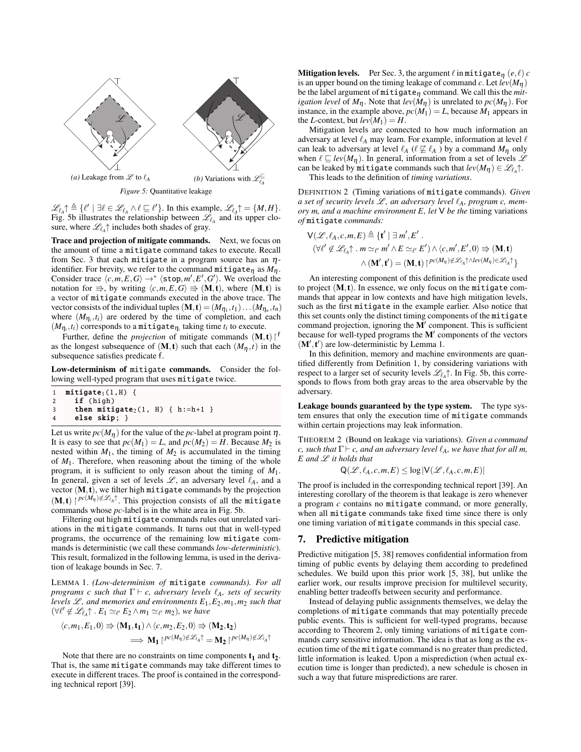*(a)* Leakage from $\mathscr{L}$ to $\ell_A$ *(b)* Variations with $\mathscr{L}^{\sqsubseteq}_{\ell_A}$

*Figure 5:* Quantitative leakage

$\mathscr{L}_{\ell_A}\!\uparrow \triangleq \{\ell' \mid \exists \ell \in \mathscr{L}_{\ell_A} \wedge \ell \sqsubseteq \ell'\}$. In this example, $\mathscr{L}_{\ell_A}\!\uparrow = \{M, H\}$. Fig. 5b illustrates the relationship between $\mathscr{L}_{\ell_A}$ and its upper closure, where $\mathscr{L}_{\ell_A}\!\uparrow$ includes both shades of gray.

**Trace and projection of mitigate commands.** Next, we focus on the amount of time a mitigate command takes to execute. Recall from Sec. 3 that each mitigate in a program source has an $\eta$-identifier. For brevity, we refer to the command $\texttt{mitigate}_\eta$ as $M_\eta$. Consider trace $\langle c, m, E, G\rangle \to^* \langle \texttt{stop}, m', E', G'\rangle$. We overload the notation for $\Rrightarrow$, by writing $\langle c, m, E, G\rangle \Rrightarrow (\mathbf{M}, \mathbf{t})$, where $(\mathbf{M}, \mathbf{t})$ is a vector of mitigate commands executed in the above trace. The vector consists of the individual tuples $(\mathbf{M}, \mathbf{t}) = (M_{\eta_1}, t_1) \ldots (M_{\eta_n}, t_n)$ where $(M_{\eta_i}, t_i)$ are ordered by the time of completion, and each $(M_{\eta_i}, t_i)$ corresponds to a $\texttt{mitigate}_{\eta_i}$ taking time $t_i$ to execute.

Further, define the *projection* of mitigate commands $(\mathbf{M}, \mathbf{t}) \restriction^{\mathsf{f}}$ as the longest subsequence of $(\mathbf{M}, \mathbf{t})$ such that each $(M_\eta, t)$ in the subsequence satisfies predicate f.

**Low-determinism of mitigate commands.** Consider the following well-typed program that uses mitigate twice.

```
1  mitigate1(1,H) {
2    if (high)
3    then mitigate2(1, H) { h:=h+1 }
4    else skip; }
```

Let us write $pc(M_\eta)$ for the value of the *pc*-label at program point $\eta$. It is easy to see that $pc(M_1) = L$, and $pc(M_2) = H$. Because $M_2$ is nested within $M_1$, the timing of $M_2$ is accumulated in the timing of $M_1$. Therefore, when reasoning about the timing of the whole program, it is sufficient to only reason about the timing of $M_1$. In general, given a set of levels $\mathscr{L}$, an adversary level $\ell_A$, and a vector $(\mathbf{M}, \mathbf{t})$, we filter high mitigate commands by the projection $(\mathbf{M}, \mathbf{t}) \restriction^{pc(M_\eta) \notin \mathscr{L}_{\ell_A}\uparrow}$. This projection consists of all the mitigate commands whose *pc*-label is in the white area in Fig. 5b.

Filtering out high mitigate commands rules out unrelated variations in the mitigate commands. It turns out that in well-typed programs, the occurrence of the remaining low mitigate commands is deterministic (we call these commands *low-deterministic*). This result, formalized in the following lemma, is used in the derivation of leakage bounds in Sec. 7.

LEMMA 1. *(Low-determinism of* mitigate *commands). For all programs $c$ such that $\Gamma \vdash c$, adversary levels $\ell_A$, sets of security levels $\mathscr{L}$, and memories and environments $E_1, E_2, m_1, m_2$ such that $(\forall \ell' \notin \mathscr{L}_{\ell_A}\!\uparrow .\, E_1 \simeq_{\ell'} E_2 \wedge m_1 \simeq_{\ell'} m_2)$, we have*

$$\langle c, m_1, E_1, 0\rangle \Rrightarrow (\mathbf{M_1}, \mathbf{t_1}) \wedge \langle c, m_2, E_2, 0\rangle \Rrightarrow (\mathbf{M_2}, \mathbf{t_2})$$
$$\implies \mathbf{M_1} \restriction^{pc(M_\eta) \notin \mathscr{L}_{\ell_A}\uparrow} = \mathbf{M_2} \restriction^{pc(M_\eta) \notin \mathscr{L}_{\ell_A}\uparrow}$$

Note that there are no constraints on time components $\mathbf{t_1}$ and $\mathbf{t_2}$. That is, the same mitigate commands may take different times to execute in different traces. The proof is contained in the corresponding technical report [39].

**Mitigation levels.** Per Sec. 3, the argument $\ell$ in $\texttt{mitigate}_\eta\ (e, \ell)\ c$ is an upper bound on the timing leakage of command $c$. Let $lev(M_\eta)$ be the label argument of $\texttt{mitigate}_\eta$ command. We call this the *mitigation level* of $M_\eta$. Note that $lev(M_\eta)$ is unrelated to $pc(M_\eta)$. For instance, in the example above, $pc(M_1) = L$, because $M_1$ appears in the $L$-context, but $lev(M_1) = H$.

Mitigation levels are connected to how much information an adversary at level $\ell_A$ may learn. For example, information at level $\ell$ can leak to adversary at level $\ell_A$ ($\ell \not\sqsubseteq \ell_A$) by a command $M_\eta$ only when $\ell \sqsubseteq lev(M_\eta)$. In general, information from a set of levels $\mathscr{L}$ can be leaked by mitigate commands such that $lev(M_\eta) \in \mathscr{L}_{\ell_A}\!\uparrow$.

This leads to the definition of *timing variations*.

DEFINITION 2 (Timing variations of mitigate commands). *Given a set of security levels $\mathscr{L}$, an adversary level $\ell_A$, program $c$, memory $m$, and a machine environment $E$, let $\mathsf{V}$ be the* timing variations *of* mitigate *commands:*

$$\mathsf{V}(\mathscr{L}, \ell_A, c, m, E) \triangleq \{\mathbf{t'} \mid \exists\, m', E' \,.$$
$$(\forall \ell' \notin \mathscr{L}_{\ell_A}\!\uparrow .\, m \simeq_{\ell'} m' \wedge E \simeq_{\ell'} E') \wedge \langle c, m', E', 0\rangle \Rrightarrow (\mathbf{M}, \mathbf{t})$$
$$\wedge (\mathbf{M'}, \mathbf{t'}) = (\mathbf{M}, \mathbf{t}) \restriction^{pc(M_\eta) \notin \mathscr{L}_{\ell_A}\uparrow \wedge lev(M_\eta) \in \mathscr{L}_{\ell_A}\uparrow}\}$$

An interesting component of this definition is the predicate used to project $(\mathbf{M}, \mathbf{t})$. In essence, we only focus on the mitigate commands that appear in low contexts and have high mitigation levels, such as the first mitigate in the example earlier. Also notice that this set counts only the distinct timing components of the mitigate command projection, ignoring the $\mathbf{M'}$ component. This is sufficient because for well-typed programs the $\mathbf{M'}$ components of the vectors $(\mathbf{M'}, \mathbf{t'})$ are low-deterministic by Lemma 1.

In this definition, memory and machine environments are quantified differently from Definition 1, by considering variations with respect to a larger set of security levels $\mathscr{L}_{\ell_A}\!\uparrow$. In Fig. 5b, this corresponds to flows from both gray areas to the area observable by the adversary.

**Leakage bounds guaranteed by the type system.** The type system ensures that only the execution time of mitigate commands within certain projections may leak information.

THEOREM 2 (Bound on leakage via variations). *Given a command $c$, such that $\Gamma \vdash c$, and an adversary level $\ell_A$, we have that for all $m$, $E$ and $\mathscr{L}$ it holds that*

$$\mathsf{Q}(\mathscr{L}, \ell_A, c, m, E) \leq \log |\mathsf{V}(\mathscr{L}, \ell_A, c, m, E)|$$

The proof is included in the corresponding technical report [39]. An interesting corollary of the theorem is that leakage is zero whenever a program $c$ contains no mitigate command, or more generally, when all mitigate commands take fixed time since there is only one timing variation of mitigate commands in this special case.

## 7. Predictive mitigation

Predictive mitigation [5, 38] removes confidential information from timing of public events by delaying them according to predefined schedules. We build upon this prior work [5, 38], but unlike the earlier work, our results improve precision for multilevel security, enabling better tradeoffs between security and performance.

Instead of delaying public assignments themselves, we delay the completions of mitigate commands that may potentially precede public events. This is sufficient for well-typed programs, because according to Theorem 2, only timing variations of mitigate commands carry sensitive information. The idea is that as long as the execution time of the mitigate command is no greater than predicted, little information is leaked. Upon a misprediction (when actual execution time is longer than predicted), a new schedule is chosen in such a way that future mispredictions are rarer.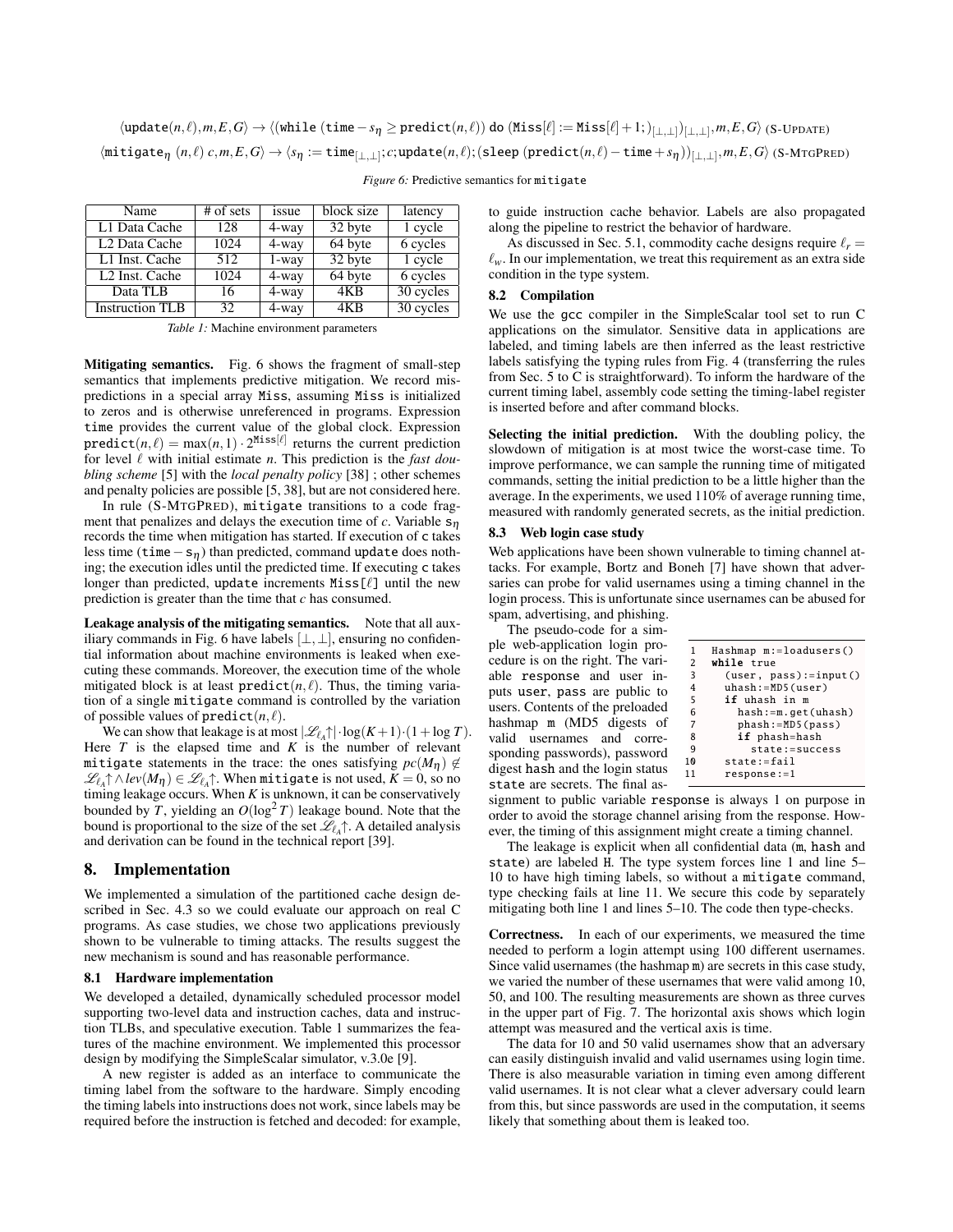$$\langle \texttt{update}(n,\ell), m, E, G\rangle \to \langle (\texttt{while}\ (\texttt{time} - s_\eta \geq \texttt{predict}(n,\ell))\ \texttt{do}\ (\texttt{Miss}[\ell] := \texttt{Miss}[\ell]+1;)_{[\bot,\bot]})_{[\bot,\bot]}, m, E, G\rangle \text{ (S-UPDATE)}$$

$$\langle \texttt{mitigate}_\eta\ (n,\ell)\ c, m, E, G\rangle \to \langle s_\eta := \texttt{time}_{[\bot,\bot]}; c; \texttt{update}(n,\ell); (\texttt{sleep}\ (\texttt{predict}(n,\ell) - \texttt{time} + s_\eta))_{[\bot,\bot]}, m, E, G\rangle \text{ (S-MTGPRED)}$$

*Figure 6:* Predictive semantics for `mitigate`

| Name | # of sets | issue | block size | latency |
| --- | --- | --- | --- | --- |
| L1 Data Cache | 128 | 4-way | 32 byte | 1 cycle |
| L2 Data Cache | 1024 | 4-way | 64 byte | 6 cycles |
| L1 Inst. Cache | 512 | 1-way | 32 byte | 1 cycle |
| L2 Inst. Cache | 1024 | 4-way | 64 byte | 6 cycles |
| Data TLB | 16 | 4-way | 4KB | 30 cycles |
| Instruction TLB | 32 | 4-way | 4KB | 30 cycles |

*Table 1:* Machine environment parameters

**Mitigating semantics.** Fig. 6 shows the fragment of small-step semantics that implements predictive mitigation. We record mispredictions in a special array `Miss`, assuming `Miss` is initialized to zeros and is otherwise unreferenced in programs. Expression `time` provides the current value of the global clock. Expression $\texttt{predict}(n,\ell) = \max(n,1)\cdot 2^{\texttt{Miss}[\ell]}$ returns the current prediction for level $\ell$ with initial estimate $n$. This prediction is the *fast doubling scheme* [5] with the *local penalty policy* [38] ; other schemes and penalty policies are possible [5, 38], but are not considered here.

In rule (S-MTGPRED), `mitigate` transitions to a code fragment that penalizes and delays the execution time of $c$. Variable $s_\eta$ records the time when mitigation has started. If execution of c takes less time ($\texttt{time} - s_\eta$) than predicted, command `update` does nothing; the execution idles until the predicted time. If executing c takes longer than predicted, `update` increments `Miss[`$\ell$`]` until the new prediction is greater than the time that $c$ has consumed.

**Leakage analysis of the mitigating semantics.** Note that all auxiliary commands in Fig. 6 have labels $[\bot,\bot]$, ensuring no confidential information about machine environments is leaked when executing these commands. Moreover, the execution time of the whole mitigated block is at least $\texttt{predict}(n,\ell)$. Thus, the timing variation of a single `mitigate` command is controlled by the variation of possible values of $\texttt{predict}(n,\ell)$.

We can show that leakage is at most $|\mathscr{L}_{\ell_A}\!\uparrow|\cdot\log(K+1)\cdot(1+\log T)$. Here $T$ is the elapsed time and $K$ is the number of relevant `mitigate` statements in the trace: the ones satisfying $pc(M_\eta) \notin \mathscr{L}_{\ell_A}\!\uparrow \wedge\, lev(M_\eta) \in \mathscr{L}_{\ell_A}\!\uparrow$. When `mitigate` is not used, $K = 0$, so no timing leakage occurs. When $K$ is unknown, it can be conservatively bounded by $T$, yielding an $O(\log^2 T)$ leakage bound. Note that the bound is proportional to the size of the set $\mathscr{L}_{\ell_A}\!\uparrow$. A detailed analysis and derivation can be found in the technical report [39].

# 8. Implementation

We implemented a simulation of the partitioned cache design described in Sec. 4.3 so we could evaluate our approach on real C programs. As case studies, we chose two applications previously shown to be vulnerable to timing attacks. The results suggest the new mechanism is sound and has reasonable performance.

## 8.1 Hardware implementation

We developed a detailed, dynamically scheduled processor model supporting two-level data and instruction caches, data and instruction TLBs, and speculative execution. Table 1 summarizes the features of the machine environment. We implemented this processor design by modifying the SimpleScalar simulator, v.3.0e [9].

A new register is added as an interface to communicate the timing label from the software to the hardware. Simply encoding the timing labels into instructions does not work, since labels may be required before the instruction is fetched and decoded: for example, to guide instruction cache behavior. Labels are also propagated along the pipeline to restrict the behavior of hardware.

As discussed in Sec. 5.1, commodity cache designs require $\ell_r = \ell_w$. In our implementation, we treat this requirement as an extra side condition in the type system.

## 8.2 Compilation

We use the `gcc` compiler in the SimpleScalar tool set to run C applications on the simulator. Sensitive data in applications are labeled, and timing labels are then inferred as the least restrictive labels satisfying the typing rules from Fig. 4 (transferring the rules from Sec. 5 to C is straightforward). To inform the hardware of the current timing label, assembly code setting the timing-label register is inserted before and after command blocks.

**Selecting the initial prediction.** With the doubling policy, the slowdown of mitigation is at most twice the worst-case time. To improve performance, we can sample the running time of mitigated commands, setting the initial prediction to be a little higher than the average. In the experiments, we used 110% of average running time, measured with randomly generated secrets, as the initial prediction.

## 8.3 Web login case study

Web applications have been shown vulnerable to timing channel attacks. For example, Bortz and Boneh [7] have shown that adversaries can probe for valid usernames using a timing channel in the login process. This is unfortunate since usernames can be abused for spam, advertising, and phishing.

The pseudo-code for a simple web-application login procedure is on the right. The variable `response` and user inputs `user`, `pass` are public to users. Contents of the preloaded hashmap `m` (MD5 digests of valid usernames and corresponding passwords), password digest `hash` and the login status `state` are secrets. The final assignment to public variable `response` is always 1 on purpose in order to avoid the storage channel arising from the response. However, the timing of this assignment might create a timing channel.

```
1   Hashmap m:=loadusers()
2   while true
3     (user, pass):=input()
4     uhash:=MD5(user)
5     if uhash in m
6       hash:=m.get(uhash)
7       phash:=MD5(pass)
8       if phash=hash
9         state:=success
10    state:=fail
11    response:=1
```

The leakage is explicit when all confidential data (`m`, `hash` and `state`) are labeled H. The type system forces line 1 and line 5–10 to have high timing labels, so without a `mitigate` command, type checking fails at line 11. We secure this code by separately mitigating both line 1 and lines 5–10. The code then type-checks.

**Correctness.** In each of our experiments, we measured the time needed to perform a login attempt using 100 different usernames. Since valid usernames (the hashmap `m`) are secrets in this case study, we varied the number of these usernames that were valid among 10, 50, and 100. The resulting measurements are shown as three curves in the upper part of Fig. 7. The horizontal axis shows which login attempt was measured and the vertical axis is time.

The data for 10 and 50 valid usernames show that an adversary can easily distinguish invalid and valid usernames using login time. There is also measurable variation in timing even among different valid usernames. It is not clear what a clever adversary could learn from this, but since passwords are used in the computation, it seems likely that something about them is leaked too.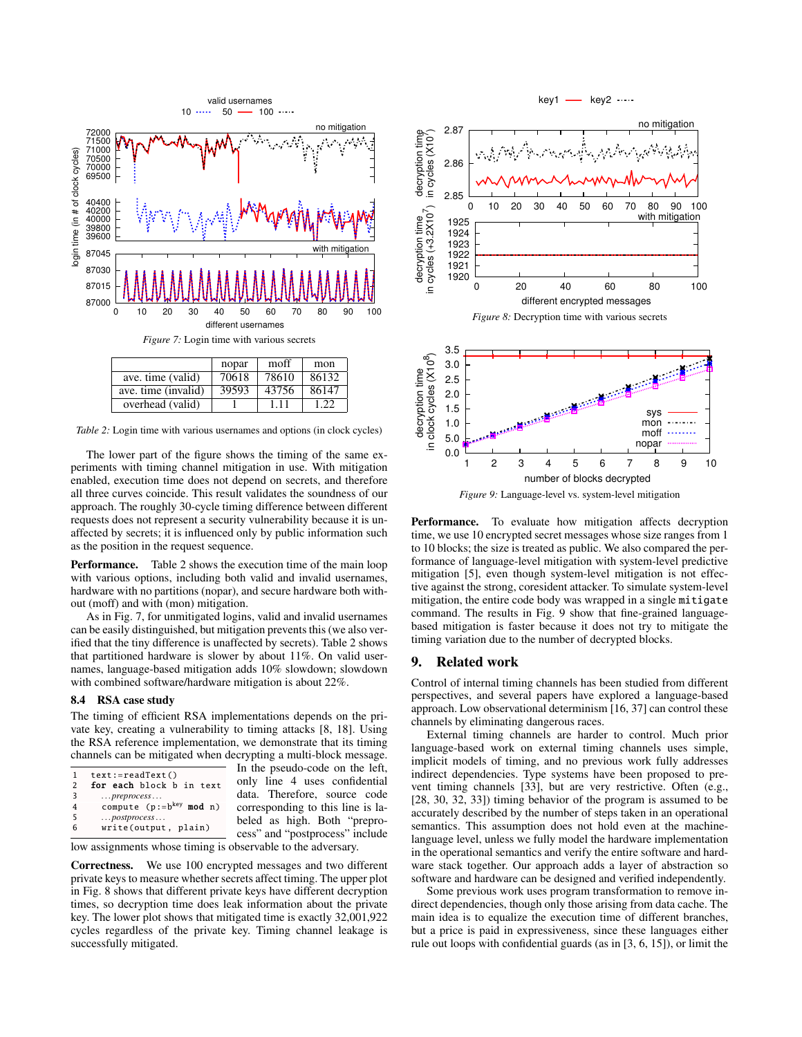*Figure 7:* Login time with various secrets

| | nopar | moff | mon |
|---|---|---|---|
| ave. time (valid) | 70618 | 78610 | 86132 |
| ave. time (invalid) | 39593 | 43756 | 86147 |
| overhead (valid) | 1 | 1.11 | 1.22 |

*Table 2:* Login time with various usernames and options (in clock cycles)

The lower part of the figure shows the timing of the same experiments with timing channel mitigation in use. With mitigation enabled, execution time does not depend on secrets, and therefore all three curves coincide. This result validates the soundness of our approach. The roughly 30-cycle timing difference between different requests does not represent a security vulnerability because it is unaffected by secrets; it is influenced only by public information such as the position in the request sequence.

**Performance.** Table 2 shows the execution time of the main loop with various options, including both valid and invalid usernames, hardware with no partitions (nopar), and secure hardware both without (moff) and with (mon) mitigation.

As in Fig. 7, for unmitigated logins, valid and invalid usernames can be easily distinguished, but mitigation prevents this (we also verified that the tiny difference is unaffected by secrets). Table 2 shows that partitioned hardware is slower by about 11%. On valid usernames, language-based mitigation adds 10% slowdown; slowdown with combined software/hardware mitigation is about 22%.

### 8.4 RSA case study

The timing of efficient RSA implementations depends on the private key, creating a vulnerability to timing attacks [8, 18]. Using the RSA reference implementation, we demonstrate that its timing channels can be mitigated when decrypting a multi-block message.

```
1  text:=readText()
2  for each block b in text
3    ...preprocess...
4    compute (p:=b^key mod n)
5    ...postprocess...
6    write(output, plain)
```

In the pseudo-code on the left, only line 4 uses confidential data. Therefore, source code corresponding to this line is labeled as high. Both "preprocess" and "postprocess" include low assignments whose timing is observable to the adversary.

**Correctness.** We use 100 encrypted messages and two different private keys to measure whether secrets affect timing. The upper plot in Fig. 8 shows that different private keys have different decryption times, so decryption time does leak information about the private key. The lower plot shows that mitigated time is exactly 32,001,922 cycles regardless of the private key. Timing channel leakage is successfully mitigated.

*Figure 8:* Decryption time with various secrets

*Figure 9:* Language-level vs. system-level mitigation

**Performance.** To evaluate how mitigation affects decryption time, we use 10 encrypted secret messages whose size ranges from 1 to 10 blocks; the size is treated as public. We also compared the performance of language-level mitigation with system-level predictive mitigation [5], even though system-level mitigation is not effective against the strong, coresident attacker. To simulate system-level mitigation, the entire code body was wrapped in a single `mitigate` command. The results in Fig. 9 show that fine-grained language-based mitigation is faster because it does not try to mitigate the timing variation due to the number of decrypted blocks.

## 9. Related work

Control of internal timing channels has been studied from different perspectives, and several papers have explored a language-based approach. Low observational determinism [16, 37] can control these channels by eliminating dangerous races.

External timing channels are harder to control. Much prior language-based work on external timing channels uses simple, implicit models of timing, and no previous work fully addresses indirect dependencies. Type systems have been proposed to prevent timing channels [33], but are very restrictive. Often (e.g., [28, 30, 32, 33]) timing behavior of the program is assumed to be accurately described by the number of steps taken in an operational semantics. This assumption does not hold even at the machine-language level, unless we fully model the hardware implementation in the operational semantics and verify the entire software and hardware stack together. Our approach adds a layer of abstraction so software and hardware can be designed and verified independently.

Some previous work uses program transformation to remove indirect dependencies, though only those arising from data cache. The main idea is to equalize the execution time of different branches, but a price is paid in expressiveness, since these languages either rule out loops with confidential guards (as in [3, 6, 15]), or limit the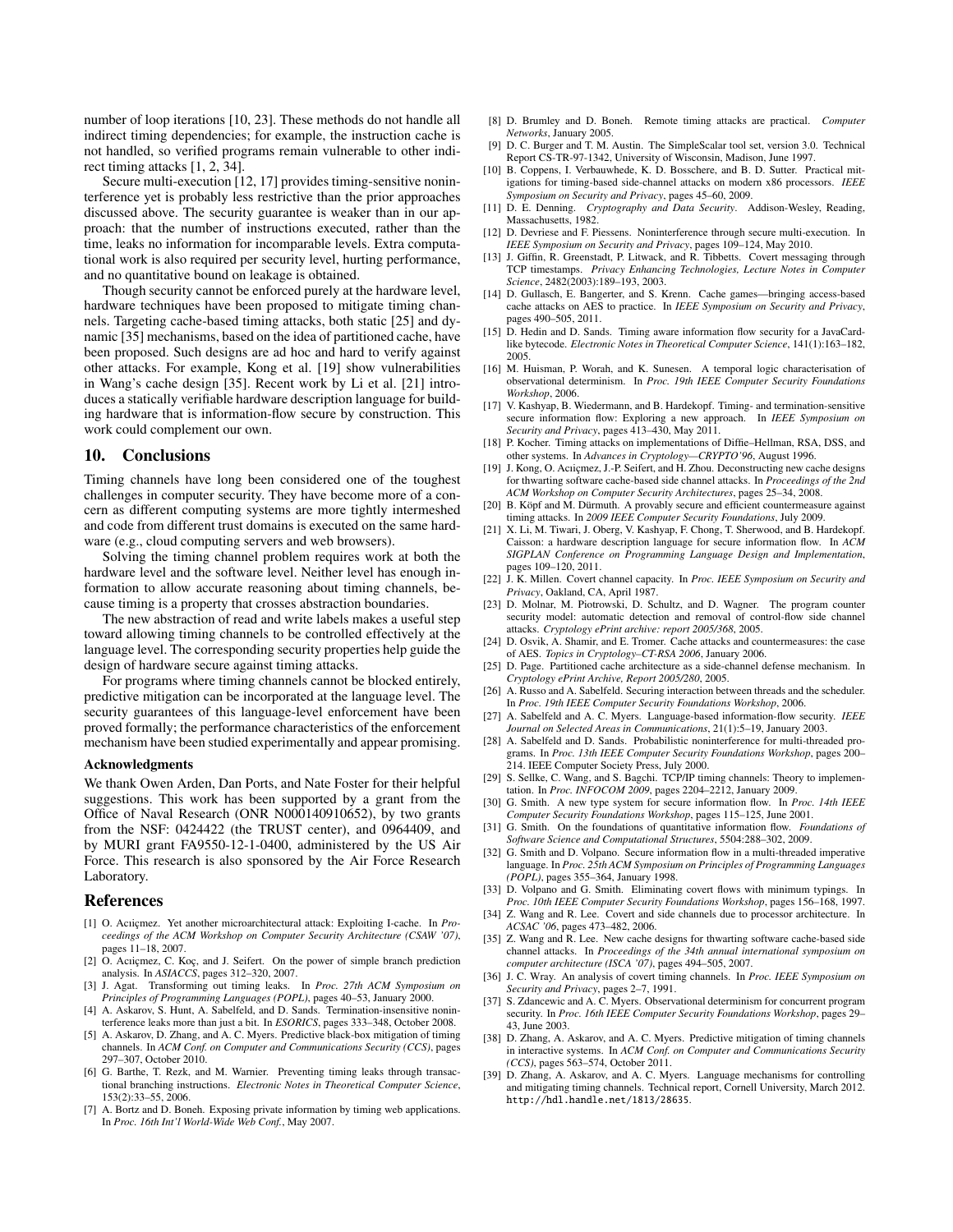number of loop iterations [10, 23]. These methods do not handle all indirect timing dependencies; for example, the instruction cache is not handled, so verified programs remain vulnerable to other indirect timing attacks [1, 2, 34].

Secure multi-execution [12, 17] provides timing-sensitive noninterference yet is probably less restrictive than the prior approaches discussed above. The security guarantee is weaker than in our approach: that the number of instructions executed, rather than the time, leaks no information for incomparable levels. Extra computational work is also required per security level, hurting performance, and no quantitative bound on leakage is obtained.

Though security cannot be enforced purely at the hardware level, hardware techniques have been proposed to mitigate timing channels. Targeting cache-based timing attacks, both static [25] and dynamic [35] mechanisms, based on the idea of partitioned cache, have been proposed. Such designs are ad hoc and hard to verify against other attacks. For example, Kong et al. [19] show vulnerabilities in Wang's cache design [35]. Recent work by Li et al. [21] introduces a statically verifiable hardware description language for building hardware that is information-flow secure by construction. This work could complement our own.

## 10. Conclusions

Timing channels have long been considered one of the toughest challenges in computer security. They have become more of a concern as different computing systems are more tightly intermeshed and code from different trust domains is executed on the same hardware (e.g., cloud computing servers and web browsers).

Solving the timing channel problem requires work at both the hardware level and the software level. Neither level has enough information to allow accurate reasoning about timing channels, because timing is a property that crosses abstraction boundaries.

The new abstraction of read and write labels makes a useful step toward allowing timing channels to be controlled effectively at the language level. The corresponding security properties help guide the design of hardware secure against timing attacks.

For programs where timing channels cannot be blocked entirely, predictive mitigation can be incorporated at the language level. The security guarantees of this language-level enforcement have been proved formally; the performance characteristics of the enforcement mechanism have been studied experimentally and appear promising.

### Acknowledgments

We thank Owen Arden, Dan Ports, and Nate Foster for their helpful suggestions. This work has been supported by a grant from the Office of Naval Research (ONR N000140910652), by two grants from the NSF: 0424422 (the TRUST center), and 0964409, and by MURI grant FA9550-12-1-0400, administered by the US Air Force. This research is also sponsored by the Air Force Research Laboratory.

## References

[1] O. Aciiçmez. Yet another microarchitectural attack: Exploiting I-cache. In *Proceedings of the ACM Workshop on Computer Security Architecture (CSAW '07)*, pages 11–18, 2007.

[2] O. Aciiçmez, C. Koç, and J. Seifert. On the power of simple branch prediction analysis. In *ASIACCS*, pages 312–320, 2007.

[3] J. Agat. Transforming out timing leaks. In *Proc. 27th ACM Symposium on Principles of Programming Languages (POPL)*, pages 40–53, January 2000.

[4] A. Askarov, S. Hunt, A. Sabelfeld, and D. Sands. Termination-insensitive noninterference leaks more than just a bit. In *ESORICS*, pages 333–348, October 2008.

[5] A. Askarov, D. Zhang, and A. C. Myers. Predictive black-box mitigation of timing channels. In *ACM Conf. on Computer and Communications Security (CCS)*, pages 297–307, October 2010.

[6] G. Barthe, T. Rezk, and M. Warnier. Preventing timing leaks through transactional branching instructions. *Electronic Notes in Theoretical Computer Science*, 153(2):33–55, 2006.

[7] A. Bortz and D. Boneh. Exposing private information by timing web applications. In *Proc. 16th Int'l World-Wide Web Conf.*, May 2007.

[8] D. Brumley and D. Boneh. Remote timing attacks are practical. *Computer Networks*, January 2005.

[9] D. C. Burger and T. M. Austin. The SimpleScalar tool set, version 3.0. Technical Report CS-TR-97-1342, University of Wisconsin, Madison, June 1997.

[10] B. Coppens, I. Verbauwhede, K. D. Bosschere, and B. D. Sutter. Practical mitigations for timing-based side-channel attacks on modern x86 processors. *IEEE Symposium on Security and Privacy*, pages 45–60, 2009.

[11] D. E. Denning. *Cryptography and Data Security*. Addison-Wesley, Reading, Massachusetts, 1982.

[12] D. Devriese and F. Piessens. Noninterference through secure multi-execution. In *IEEE Symposium on Security and Privacy*, pages 109–124, May 2010.

[13] J. Giffin, R. Greenstadt, P. Litwack, and R. Tibbetts. Covert messaging through TCP timestamps. *Privacy Enhancing Technologies, Lecture Notes in Computer Science*, 2482(2003):189–193, 2003.

[14] D. Gullasch, E. Bangerter, and S. Krenn. Cache games—bringing access-based cache attacks on AES to practice. In *IEEE Symposium on Security and Privacy*, pages 490–505, 2011.

[15] D. Hedin and D. Sands. Timing aware information flow security for a JavaCard-like bytecode. *Electronic Notes in Theoretical Computer Science*, 141(1):163–182, 2005.

[16] M. Huisman, P. Worah, and K. Sunesen. A temporal logic characterisation of observational determinism. In *Proc. 19th IEEE Computer Security Foundations Workshop*, 2006.

[17] V. Kashyap, B. Wiedermann, and B. Hardekopf. Timing- and termination-sensitive secure information flow: Exploring a new approach. In *IEEE Symposium on Security and Privacy*, pages 413–430, May 2011.

[18] P. Kocher. Timing attacks on implementations of Diffie–Hellman, RSA, DSS, and other systems. In *Advances in Cryptology—CRYPTO'96*, August 1996.

[19] J. Kong, O. Aciiçmez, J.-P. Seifert, and H. Zhou. Deconstructing new cache designs for thwarting software cache-based side channel attacks. In *Proceedings of the 2nd ACM Workshop on Computer Security Architectures*, pages 25–34, 2008.

[20] B. Köpf and M. Dürmuth. A provably secure and efficient countermeasure against timing attacks. In *2009 IEEE Computer Security Foundations*, July 2009.

[21] X. Li, M. Tiwari, J. Oberg, V. Kashyap, F. Chong, T. Sherwood, and B. Hardekopf. Caisson: a hardware description language for secure information flow. In *ACM SIGPLAN Conference on Programming Language Design and Implementation*, pages 109–120, 2011.

[22] J. K. Millen. Covert channel capacity. In *Proc. IEEE Symposium on Security and Privacy*, Oakland, CA, April 1987.

[23] D. Molnar, M. Piotrowski, D. Schultz, and D. Wagner. The program counter security model: automatic detection and removal of control-flow side channel attacks. *Cryptology ePrint archive: report 2005/368*, 2005.

[24] D. Osvik, A. Shamir, and E. Tromer. Cache attacks and countermeasures: the case of AES. *Topics in Cryptology–CT-RSA 2006*, January 2006.

[25] D. Page. Partitioned cache architecture as a side-channel defense mechanism. In *Cryptology ePrint Archive, Report 2005/280*, 2005.

[26] A. Russo and A. Sabelfeld. Securing interaction between threads and the scheduler. In *Proc. 19th IEEE Computer Security Foundations Workshop*, 2006.

[27] A. Sabelfeld and A. C. Myers. Language-based information-flow security. *IEEE Journal on Selected Areas in Communications*, 21(1):5–19, January 2003.

[28] A. Sabelfeld and D. Sands. Probabilistic noninterference for multi-threaded programs. In *Proc. 13th IEEE Computer Security Foundations Workshop*, pages 200–214. IEEE Computer Society Press, July 2000.

[29] S. Sellke, C. Wang, and S. Bagchi. TCP/IP timing channels: Theory to implementation. In *Proc. INFOCOM 2009*, pages 2204–2212, January 2009.

[30] G. Smith. A new type system for secure information flow. In *Proc. 14th IEEE Computer Security Foundations Workshop*, pages 115–125, June 2001.

[31] G. Smith. On the foundations of quantitative information flow. *Foundations of Software Science and Computational Structures*, 5504:288–302, 2009.

[32] G. Smith and D. Volpano. Secure information flow in a multi-threaded imperative language. In *Proc. 25th ACM Symposium on Principles of Programming Languages (POPL)*, pages 355–364, January 1998.

[33] D. Volpano and G. Smith. Eliminating covert flows with minimum typings. In *Proc. 10th IEEE Computer Security Foundations Workshop*, pages 156–168, 1997.

[34] Z. Wang and R. Lee. Covert and side channels due to processor architecture. In *ACSAC '06*, pages 473–482, 2006.

[35] Z. Wang and R. Lee. New cache designs for thwarting software cache-based side channel attacks. In *Proceedings of the 34th annual international symposium on computer architecture (ISCA '07)*, pages 494–505, 2007.

[36] J. C. Wray. An analysis of covert timing channels. In *Proc. IEEE Symposium on Security and Privacy*, pages 2–7, 1991.

[37] S. Zdancewic and A. C. Myers. Observational determinism for concurrent program security. In *Proc. 16th IEEE Computer Security Foundations Workshop*, pages 29–43, June 2003.

[38] D. Zhang, A. Askarov, and A. C. Myers. Predictive mitigation of timing channels in interactive systems. In *ACM Conf. on Computer and Communications Security (CCS)*, pages 563–574, October 2011.

[39] D. Zhang, A. Askarov, and A. C. Myers. Language mechanisms for controlling and mitigating timing channels. Technical report, Cornell University, March 2012. http://hdl.handle.net/1813/28635.